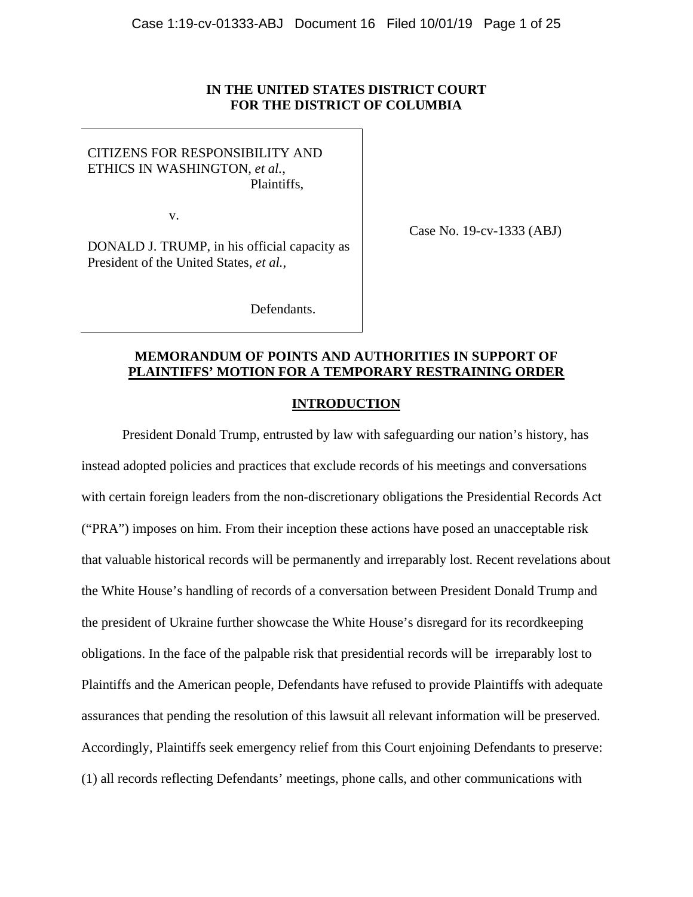**IN THE UNITED STATES DISTRICT COURT**
**FOR THE DISTRICT OF COLUMBIA**

CITIZENS FOR RESPONSIBILITY AND ETHICS IN WASHINGTON, *et al.*,
Plaintiffs,

v.

DONALD J. TRUMP, in his official capacity as President of the United States, *et al.*,

Defendants.

Case No. 19-cv-1333 (ABJ)

## MEMORANDUM OF POINTS AND AUTHORITIES IN SUPPORT OF PLAINTIFFS' MOTION FOR A TEMPORARY RESTRAINING ORDER

### INTRODUCTION

President Donald Trump, entrusted by law with safeguarding our nation's history, has instead adopted policies and practices that exclude records of his meetings and conversations with certain foreign leaders from the non-discretionary obligations the Presidential Records Act ("PRA") imposes on him. From their inception these actions have posed an unacceptable risk that valuable historical records will be permanently and irreparably lost. Recent revelations about the White House's handling of records of a conversation between President Donald Trump and the president of Ukraine further showcase the White House's disregard for its recordkeeping obligations. In the face of the palpable risk that presidential records will be irreparably lost to Plaintiffs and the American people, Defendants have refused to provide Plaintiffs with adequate assurances that pending the resolution of this lawsuit all relevant information will be preserved. Accordingly, Plaintiffs seek emergency relief from this Court enjoining Defendants to preserve: (1) all records reflecting Defendants' meetings, phone calls, and other communications with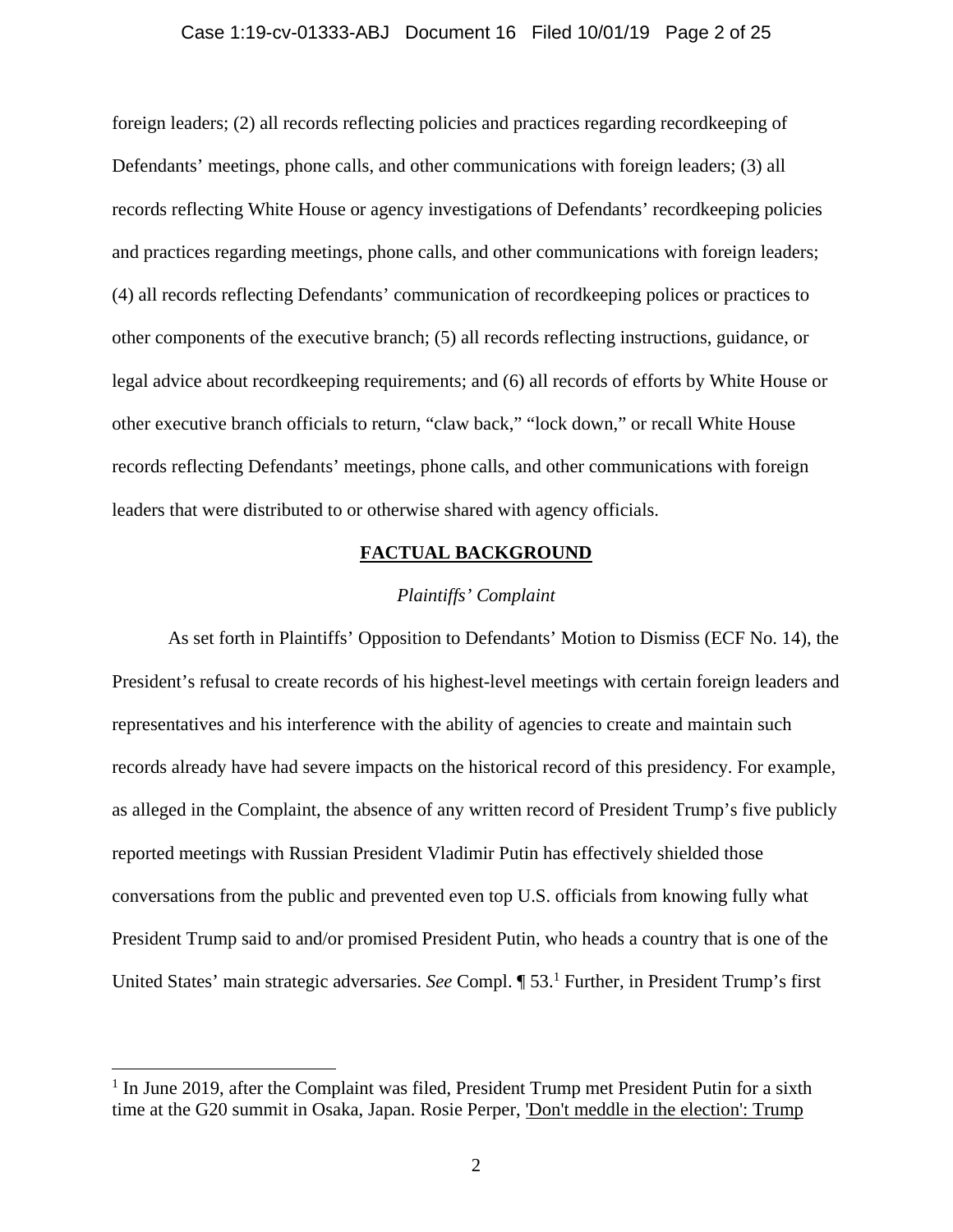foreign leaders; (2) all records reflecting policies and practices regarding recordkeeping of Defendants' meetings, phone calls, and other communications with foreign leaders; (3) all records reflecting White House or agency investigations of Defendants' recordkeeping policies and practices regarding meetings, phone calls, and other communications with foreign leaders; (4) all records reflecting Defendants' communication of recordkeeping polices or practices to other components of the executive branch; (5) all records reflecting instructions, guidance, or legal advice about recordkeeping requirements; and (6) all records of efforts by White House or other executive branch officials to return, "claw back," "lock down," or recall White House records reflecting Defendants' meetings, phone calls, and other communications with foreign leaders that were distributed to or otherwise shared with agency officials.

## FACTUAL BACKGROUND

### *Plaintiffs' Complaint*

As set forth in Plaintiffs' Opposition to Defendants' Motion to Dismiss (ECF No. 14), the President's refusal to create records of his highest-level meetings with certain foreign leaders and representatives and his interference with the ability of agencies to create and maintain such records already have had severe impacts on the historical record of this presidency. For example, as alleged in the Complaint, the absence of any written record of President Trump's five publicly reported meetings with Russian President Vladimir Putin has effectively shielded those conversations from the public and prevented even top U.S. officials from knowing fully what President Trump said to and/or promised President Putin, who heads a country that is one of the United States' main strategic adversaries. *See* Compl. ¶ 53.[1] Further, in President Trump's first

---

[1] In June 2019, after the Complaint was filed, President Trump met President Putin for a sixth time at the G20 summit in Osaka, Japan. Rosie Perper, 'Don't meddle in the election': Trump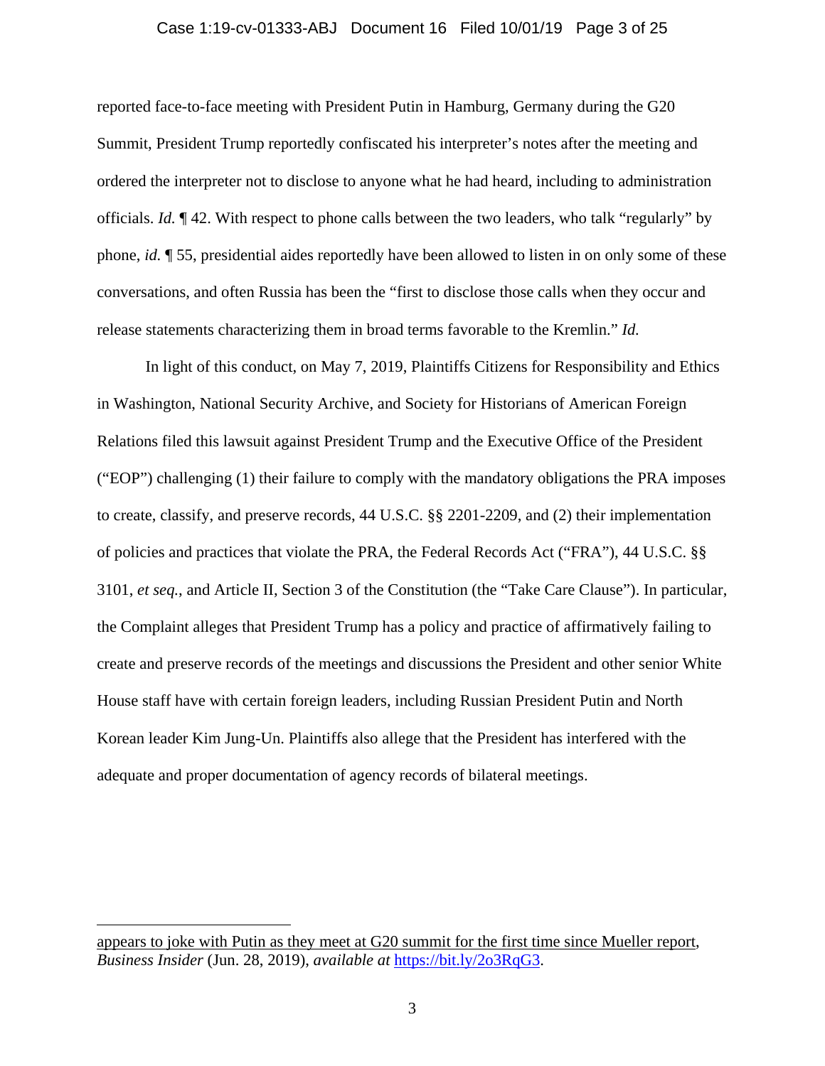reported face-to-face meeting with President Putin in Hamburg, Germany during the G20 Summit, President Trump reportedly confiscated his interpreter's notes after the meeting and ordered the interpreter not to disclose to anyone what he had heard, including to administration officials. *Id.* ¶ 42. With respect to phone calls between the two leaders, who talk "regularly" by phone, *id.* ¶ 55, presidential aides reportedly have been allowed to listen in on only some of these conversations, and often Russia has been the "first to disclose those calls when they occur and release statements characterizing them in broad terms favorable to the Kremlin." *Id.*

In light of this conduct, on May 7, 2019, Plaintiffs Citizens for Responsibility and Ethics in Washington, National Security Archive, and Society for Historians of American Foreign Relations filed this lawsuit against President Trump and the Executive Office of the President ("EOP") challenging (1) their failure to comply with the mandatory obligations the PRA imposes to create, classify, and preserve records, 44 U.S.C. §§ 2201-2209, and (2) their implementation of policies and practices that violate the PRA, the Federal Records Act ("FRA"), 44 U.S.C. §§ 3101, *et seq.*, and Article II, Section 3 of the Constitution (the "Take Care Clause"). In particular, the Complaint alleges that President Trump has a policy and practice of affirmatively failing to create and preserve records of the meetings and discussions the President and other senior White House staff have with certain foreign leaders, including Russian President Putin and North Korean leader Kim Jung-Un. Plaintiffs also allege that the President has interfered with the adequate and proper documentation of agency records of bilateral meetings.

---

appears to joke with Putin as they meet at G20 summit for the first time since Mueller report, *Business Insider* (Jun. 28, 2019), *available at* https://bit.ly/2o3RqG3.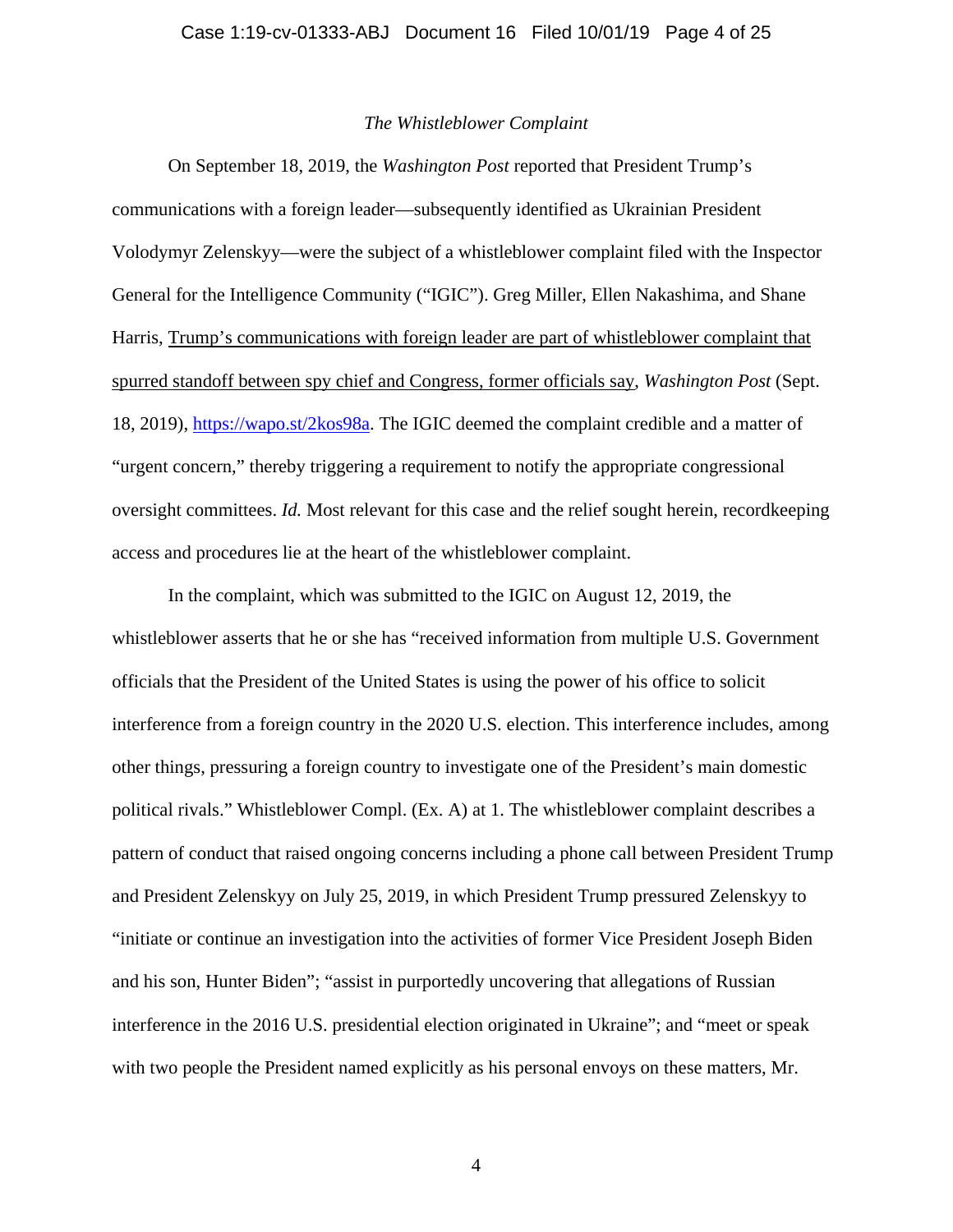*The Whistleblower Complaint*

On September 18, 2019, the *Washington Post* reported that President Trump's communications with a foreign leader—subsequently identified as Ukrainian President Volodymyr Zelenskyy—were the subject of a whistleblower complaint filed with the Inspector General for the Intelligence Community ("IGIC"). Greg Miller, Ellen Nakashima, and Shane Harris, Trump's communications with foreign leader are part of whistleblower complaint that spurred standoff between spy chief and Congress, former officials say, *Washington Post* (Sept. 18, 2019), [https://wapo.st/2kos98a](https://wapo.st/2kos98a). The IGIC deemed the complaint credible and a matter of "urgent concern," thereby triggering a requirement to notify the appropriate congressional oversight committees. *Id.* Most relevant for this case and the relief sought herein, recordkeeping access and procedures lie at the heart of the whistleblower complaint.

In the complaint, which was submitted to the IGIC on August 12, 2019, the whistleblower asserts that he or she has "received information from multiple U.S. Government officials that the President of the United States is using the power of his office to solicit interference from a foreign country in the 2020 U.S. election. This interference includes, among other things, pressuring a foreign country to investigate one of the President's main domestic political rivals." Whistleblower Compl. (Ex. A) at 1. The whistleblower complaint describes a pattern of conduct that raised ongoing concerns including a phone call between President Trump and President Zelenskyy on July 25, 2019, in which President Trump pressured Zelenskyy to "initiate or continue an investigation into the activities of former Vice President Joseph Biden and his son, Hunter Biden"; "assist in purportedly uncovering that allegations of Russian interference in the 2016 U.S. presidential election originated in Ukraine"; and "meet or speak with two people the President named explicitly as his personal envoys on these matters, Mr.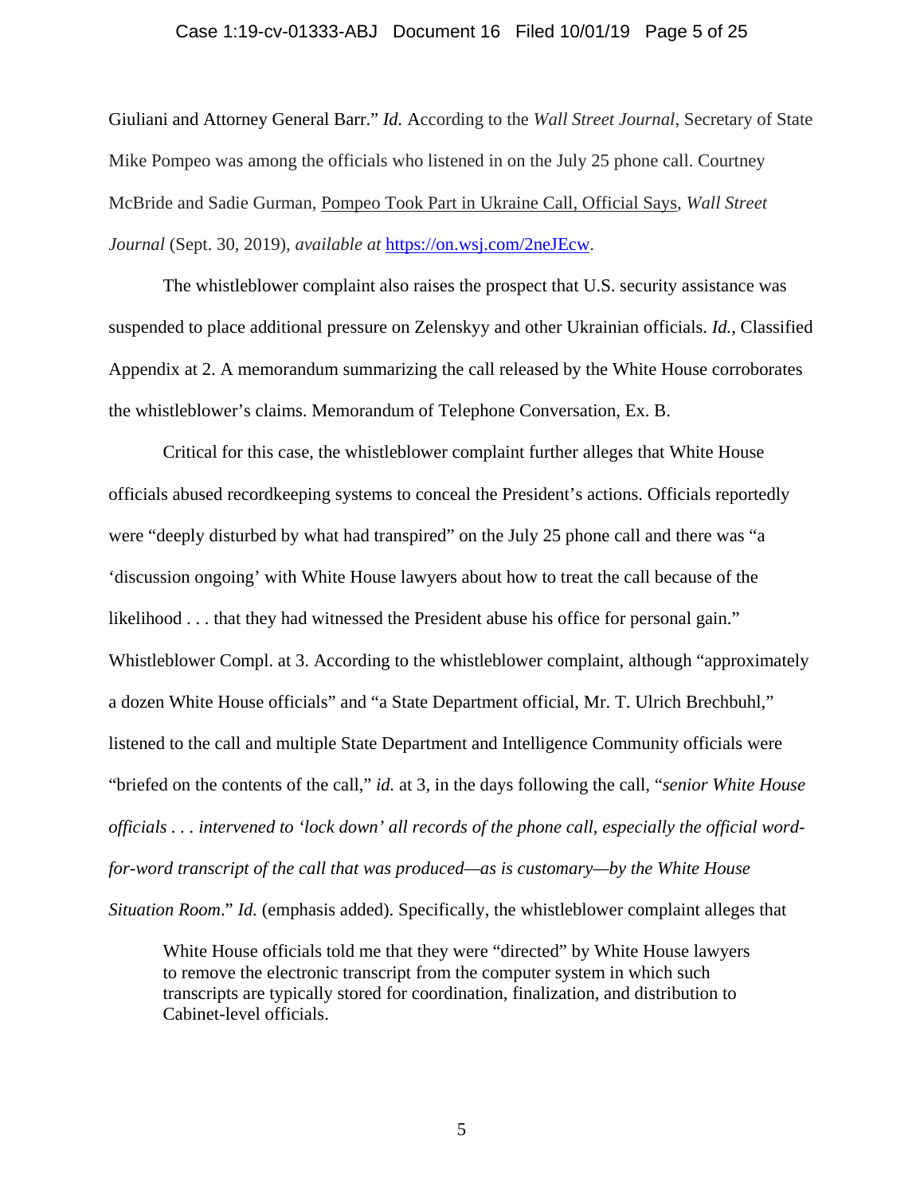Giuliani and Attorney General Barr." *Id.* According to the *Wall Street Journal*, Secretary of State Mike Pompeo was among the officials who listened in on the July 25 phone call. Courtney McBride and Sadie Gurman, Pompeo Took Part in Ukraine Call, Official Says, *Wall Street Journal* (Sept. 30, 2019), *available at* https://on.wsj.com/2neJEcw.

The whistleblower complaint also raises the prospect that U.S. security assistance was suspended to place additional pressure on Zelenskyy and other Ukrainian officials. *Id.*, Classified Appendix at 2. A memorandum summarizing the call released by the White House corroborates the whistleblower's claims. Memorandum of Telephone Conversation, Ex. B.

Critical for this case, the whistleblower complaint further alleges that White House officials abused recordkeeping systems to conceal the President's actions. Officials reportedly were "deeply disturbed by what had transpired" on the July 25 phone call and there was "a 'discussion ongoing' with White House lawyers about how to treat the call because of the likelihood . . . that they had witnessed the President abuse his office for personal gain." Whistleblower Compl. at 3. According to the whistleblower complaint, although "approximately a dozen White House officials" and "a State Department official, Mr. T. Ulrich Brechbuhl," listened to the call and multiple State Department and Intelligence Community officials were "briefed on the contents of the call," *id.* at 3, in the days following the call, "*senior White House officials . . . intervened to 'lock down' all records of the phone call, especially the official word-for-word transcript of the call that was produced—as is customary—by the White House Situation Room*." *Id.* (emphasis added). Specifically, the whistleblower complaint alleges that

> White House officials told me that they were "directed" by White House lawyers to remove the electronic transcript from the computer system in which such transcripts are typically stored for coordination, finalization, and distribution to Cabinet-level officials.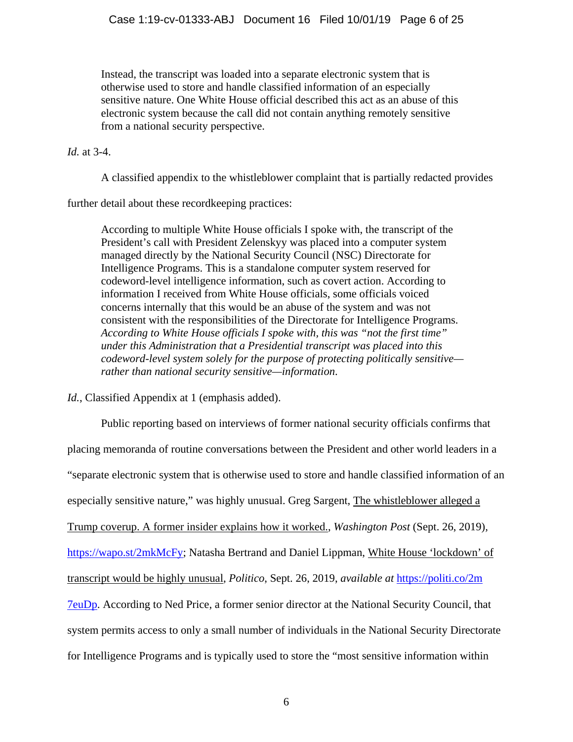> Instead, the transcript was loaded into a separate electronic system that is otherwise used to store and handle classified information of an especially sensitive nature. One White House official described this act as an abuse of this electronic system because the call did not contain anything remotely sensitive from a national security perspective.

*Id.* at 3-4.

A classified appendix to the whistleblower complaint that is partially redacted provides further detail about these recordkeeping practices:

> According to multiple White House officials I spoke with, the transcript of the President's call with President Zelenskyy was placed into a computer system managed directly by the National Security Council (NSC) Directorate for Intelligence Programs. This is a standalone computer system reserved for codeword-level intelligence information, such as covert action. According to information I received from White House officials, some officials voiced concerns internally that this would be an abuse of the system and was not consistent with the responsibilities of the Directorate for Intelligence Programs. *According to White House officials I spoke with, this was "not the first time" under this Administration that a Presidential transcript was placed into this codeword-level system solely for the purpose of protecting politically sensitive—rather than national security sensitive—information.*

*Id.*, Classified Appendix at 1 (emphasis added).

Public reporting based on interviews of former national security officials confirms that placing memoranda of routine conversations between the President and other world leaders in a "separate electronic system that is otherwise used to store and handle classified information of an especially sensitive nature," was highly unusual. Greg Sargent, The whistleblower alleged a Trump coverup. A former insider explains how it worked., *Washington Post* (Sept. 26, 2019), https://wapo.st/2mkMcFy; Natasha Bertrand and Daniel Lippman, White House 'lockdown' of transcript would be highly unusual, *Politico*, Sept. 26, 2019, *available at* https://politi.co/2m7euDp. According to Ned Price, a former senior director at the National Security Council, that system permits access to only a small number of individuals in the National Security Directorate for Intelligence Programs and is typically used to store the "most sensitive information within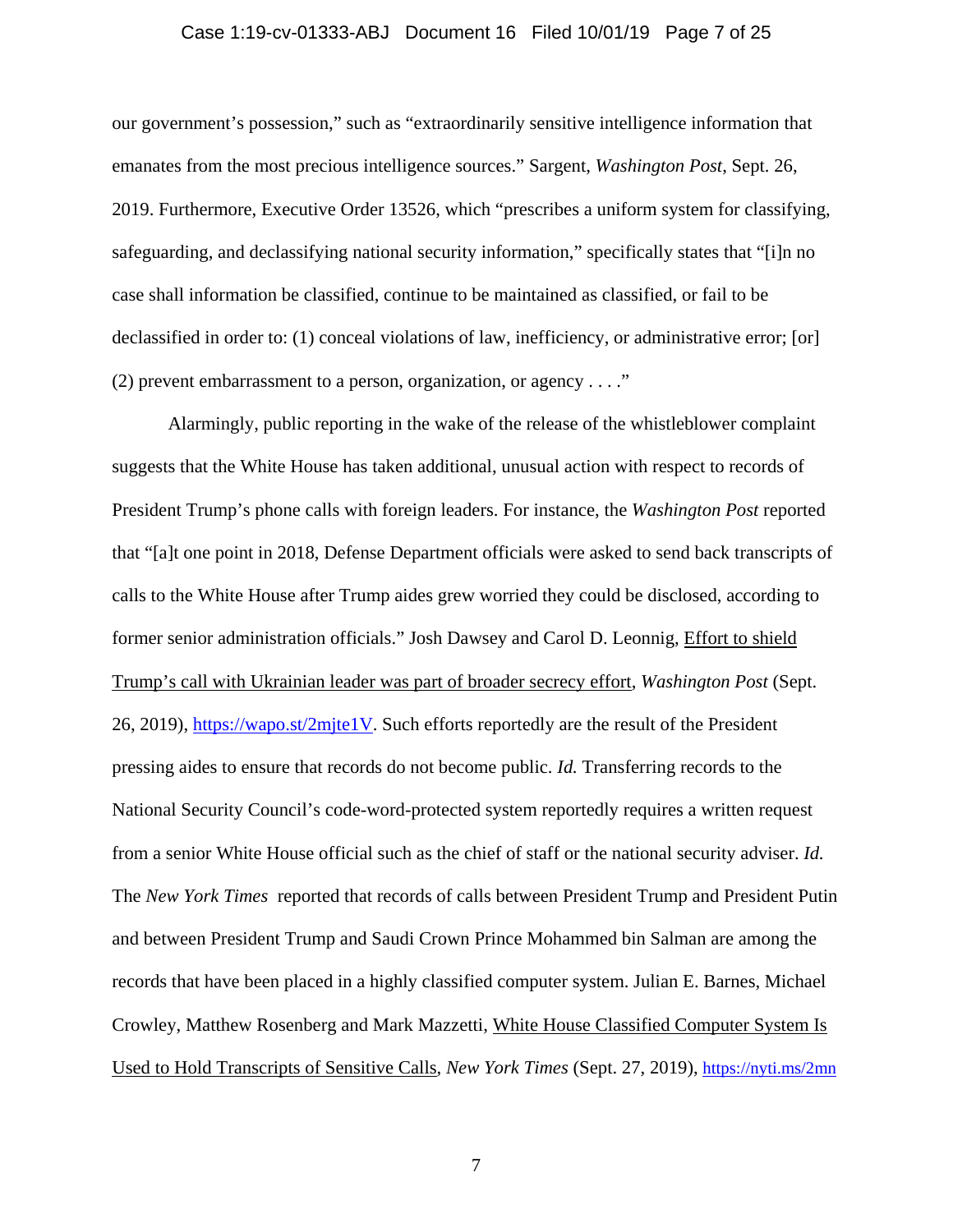our government's possession," such as "extraordinarily sensitive intelligence information that emanates from the most precious intelligence sources." Sargent, *Washington Post*, Sept. 26, 2019. Furthermore, Executive Order 13526, which "prescribes a uniform system for classifying, safeguarding, and declassifying national security information," specifically states that "[i]n no case shall information be classified, continue to be maintained as classified, or fail to be declassified in order to: (1) conceal violations of law, inefficiency, or administrative error; [or] (2) prevent embarrassment to a person, organization, or agency . . . ."

Alarmingly, public reporting in the wake of the release of the whistleblower complaint suggests that the White House has taken additional, unusual action with respect to records of President Trump's phone calls with foreign leaders. For instance, the *Washington Post* reported that "[a]t one point in 2018, Defense Department officials were asked to send back transcripts of calls to the White House after Trump aides grew worried they could be disclosed, according to former senior administration officials." Josh Dawsey and Carol D. Leonnig, Effort to shield Trump's call with Ukrainian leader was part of broader secrecy effort, *Washington Post* (Sept. 26, 2019), https://wapo.st/2mjte1V. Such efforts reportedly are the result of the President pressing aides to ensure that records do not become public. *Id.* Transferring records to the National Security Council's code-word-protected system reportedly requires a written request from a senior White House official such as the chief of staff or the national security adviser. *Id.* The *New York Times* reported that records of calls between President Trump and President Putin and between President Trump and Saudi Crown Prince Mohammed bin Salman are among the records that have been placed in a highly classified computer system. Julian E. Barnes, Michael Crowley, Matthew Rosenberg and Mark Mazzetti, White House Classified Computer System Is Used to Hold Transcripts of Sensitive Calls, *New York Times* (Sept. 27, 2019), https://nyti.ms/2mn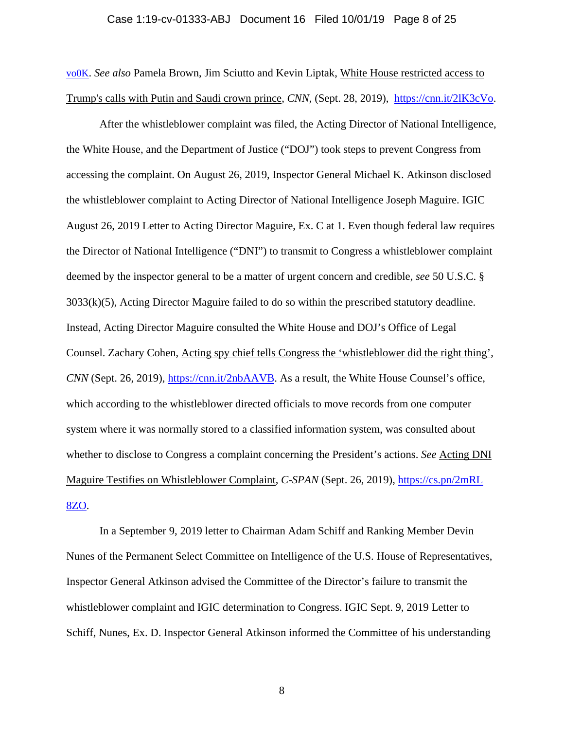vo0K. *See also* Pamela Brown, Jim Sciutto and Kevin Liptak, White House restricted access to Trump's calls with Putin and Saudi crown prince, *CNN*, (Sept. 28, 2019), https://cnn.it/2lK3cVo.

After the whistleblower complaint was filed, the Acting Director of National Intelligence, the White House, and the Department of Justice ("DOJ") took steps to prevent Congress from accessing the complaint. On August 26, 2019, Inspector General Michael K. Atkinson disclosed the whistleblower complaint to Acting Director of National Intelligence Joseph Maguire. IGIC August 26, 2019 Letter to Acting Director Maguire, Ex. C at 1. Even though federal law requires the Director of National Intelligence ("DNI") to transmit to Congress a whistleblower complaint deemed by the inspector general to be a matter of urgent concern and credible, *see* 50 U.S.C. § 3033(k)(5), Acting Director Maguire failed to do so within the prescribed statutory deadline. Instead, Acting Director Maguire consulted the White House and DOJ's Office of Legal Counsel. Zachary Cohen, Acting spy chief tells Congress the 'whistleblower did the right thing', *CNN* (Sept. 26, 2019), https://cnn.it/2nbAAVB. As a result, the White House Counsel's office, which according to the whistleblower directed officials to move records from one computer system where it was normally stored to a classified information system, was consulted about whether to disclose to Congress a complaint concerning the President's actions. *See* Acting DNI Maguire Testifies on Whistleblower Complaint, *C-SPAN* (Sept. 26, 2019), https://cs.pn/2mRL8ZO.

In a September 9, 2019 letter to Chairman Adam Schiff and Ranking Member Devin Nunes of the Permanent Select Committee on Intelligence of the U.S. House of Representatives, Inspector General Atkinson advised the Committee of the Director's failure to transmit the whistleblower complaint and IGIC determination to Congress. IGIC Sept. 9, 2019 Letter to Schiff, Nunes, Ex. D. Inspector General Atkinson informed the Committee of his understanding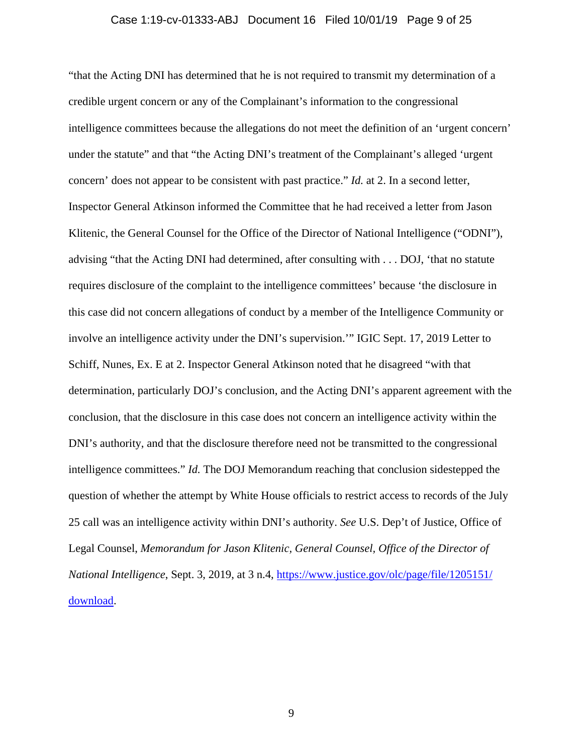"that the Acting DNI has determined that he is not required to transmit my determination of a credible urgent concern or any of the Complainant's information to the congressional intelligence committees because the allegations do not meet the definition of an 'urgent concern' under the statute" and that "the Acting DNI's treatment of the Complainant's alleged 'urgent concern' does not appear to be consistent with past practice." *Id.* at 2. In a second letter, Inspector General Atkinson informed the Committee that he had received a letter from Jason Klitenic, the General Counsel for the Office of the Director of National Intelligence ("ODNI"), advising "that the Acting DNI had determined, after consulting with . . . DOJ, 'that no statute requires disclosure of the complaint to the intelligence committees' because 'the disclosure in this case did not concern allegations of conduct by a member of the Intelligence Community or involve an intelligence activity under the DNI's supervision.'" IGIC Sept. 17, 2019 Letter to Schiff, Nunes, Ex. E at 2. Inspector General Atkinson noted that he disagreed "with that determination, particularly DOJ's conclusion, and the Acting DNI's apparent agreement with the conclusion, that the disclosure in this case does not concern an intelligence activity within the DNI's authority, and that the disclosure therefore need not be transmitted to the congressional intelligence committees." *Id.* The DOJ Memorandum reaching that conclusion sidestepped the question of whether the attempt by White House officials to restrict access to records of the July 25 call was an intelligence activity within DNI's authority. *See* U.S. Dep't of Justice, Office of Legal Counsel, *Memorandum for Jason Klitenic, General Counsel, Office of the Director of National Intelligence*, Sept. 3, 2019, at 3 n.4, [https://www.justice.gov/olc/page/file/1205151/download](https://www.justice.gov/olc/page/file/1205151/download).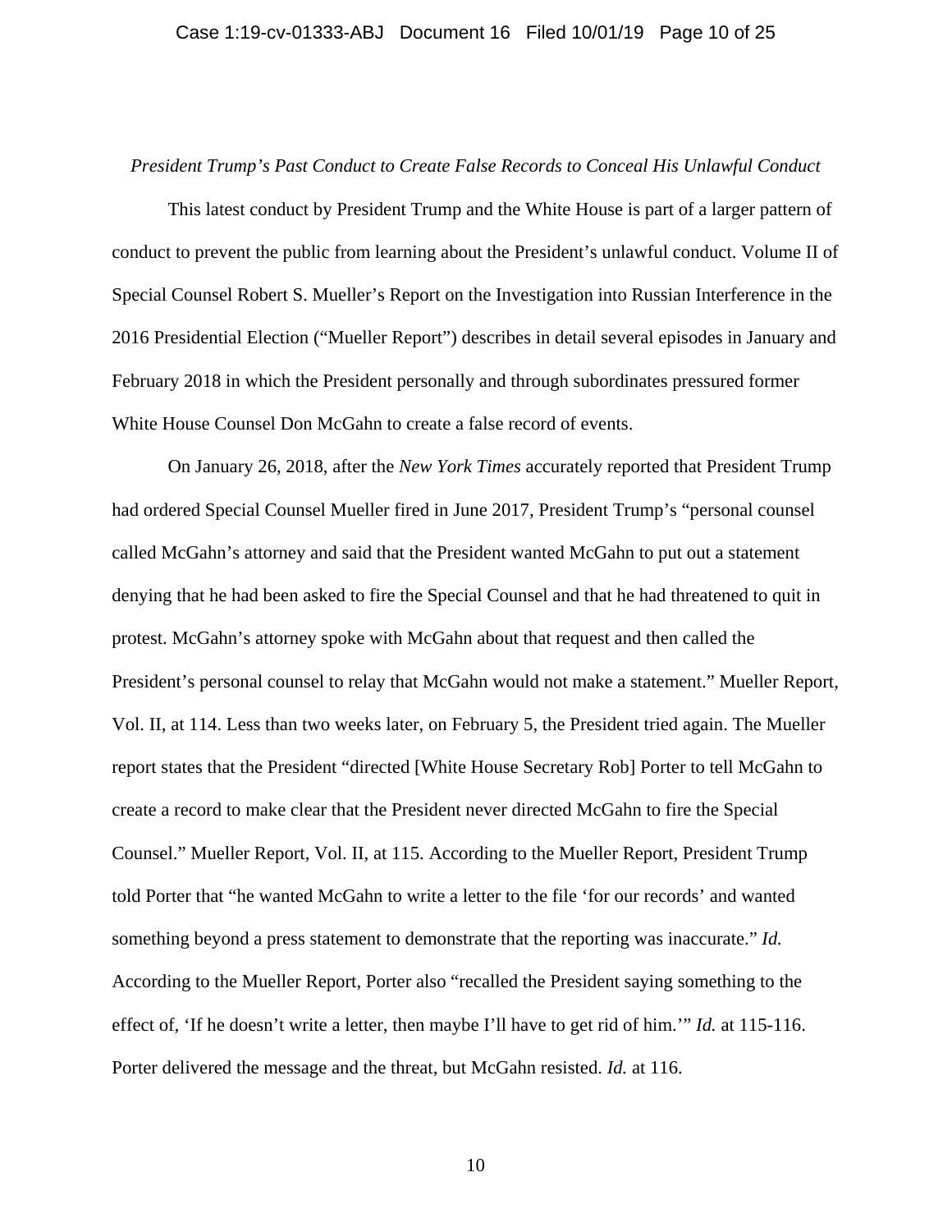*President Trump's Past Conduct to Create False Records to Conceal His Unlawful Conduct*

This latest conduct by President Trump and the White House is part of a larger pattern of conduct to prevent the public from learning about the President's unlawful conduct. Volume II of Special Counsel Robert S. Mueller's Report on the Investigation into Russian Interference in the 2016 Presidential Election ("Mueller Report") describes in detail several episodes in January and February 2018 in which the President personally and through subordinates pressured former White House Counsel Don McGahn to create a false record of events.

On January 26, 2018, after the *New York Times* accurately reported that President Trump had ordered Special Counsel Mueller fired in June 2017, President Trump's "personal counsel called McGahn's attorney and said that the President wanted McGahn to put out a statement denying that he had been asked to fire the Special Counsel and that he had threatened to quit in protest. McGahn's attorney spoke with McGahn about that request and then called the President's personal counsel to relay that McGahn would not make a statement." Mueller Report, Vol. II, at 114. Less than two weeks later, on February 5, the President tried again. The Mueller report states that the President "directed [White House Secretary Rob] Porter to tell McGahn to create a record to make clear that the President never directed McGahn to fire the Special Counsel." Mueller Report, Vol. II, at 115. According to the Mueller Report, President Trump told Porter that "he wanted McGahn to write a letter to the file 'for our records' and wanted something beyond a press statement to demonstrate that the reporting was inaccurate." *Id.* According to the Mueller Report, Porter also "recalled the President saying something to the effect of, 'If he doesn't write a letter, then maybe I'll have to get rid of him.'" *Id.* at 115-116. Porter delivered the message and the threat, but McGahn resisted. *Id.* at 116.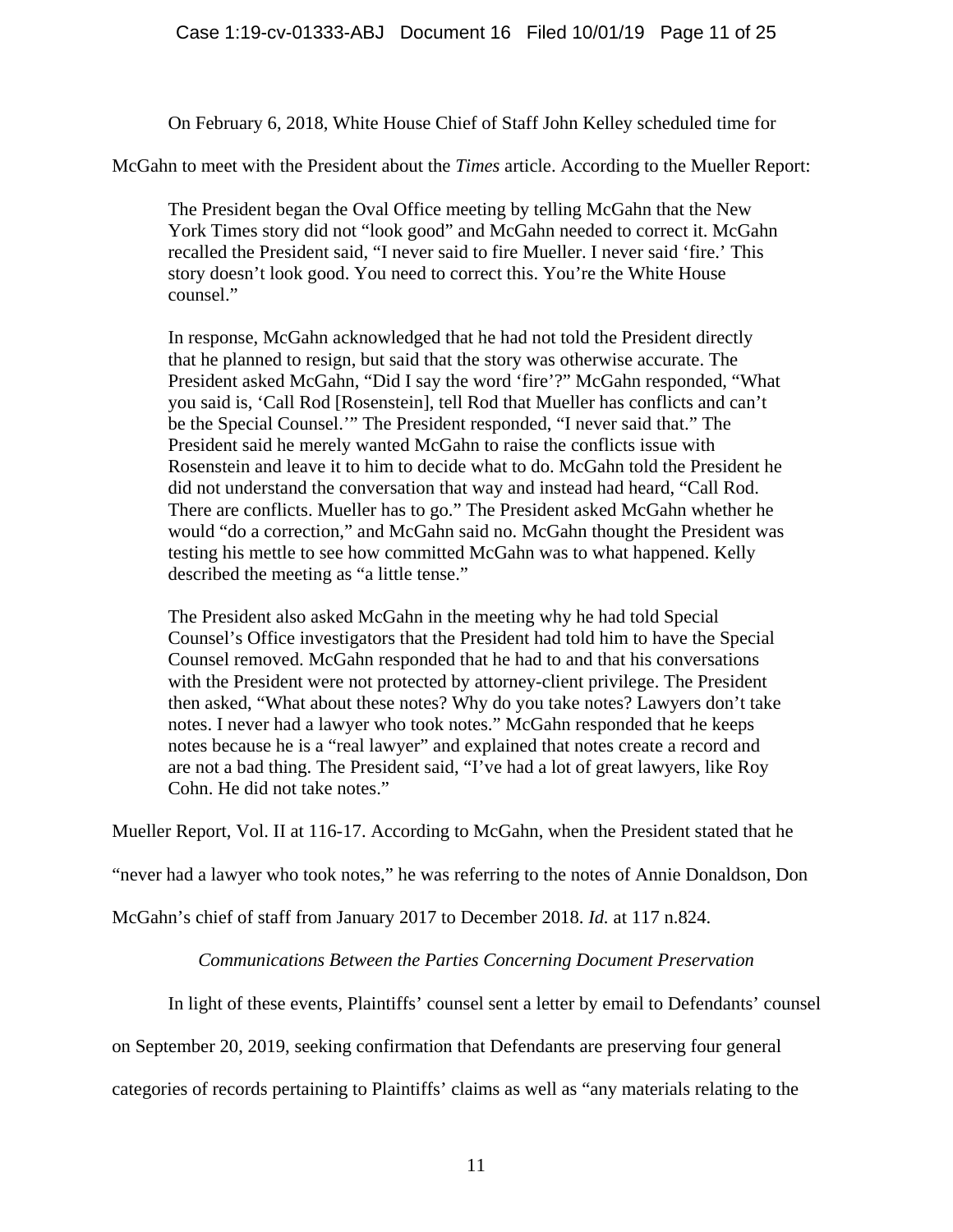On February 6, 2018, White House Chief of Staff John Kelley scheduled time for McGahn to meet with the President about the *Times* article. According to the Mueller Report:

> The President began the Oval Office meeting by telling McGahn that the New York Times story did not "look good" and McGahn needed to correct it. McGahn recalled the President said, "I never said to fire Mueller. I never said 'fire.' This story doesn't look good. You need to correct this. You're the White House counsel."
>
> In response, McGahn acknowledged that he had not told the President directly that he planned to resign, but said that the story was otherwise accurate. The President asked McGahn, "Did I say the word 'fire'?" McGahn responded, "What you said is, 'Call Rod [Rosenstein], tell Rod that Mueller has conflicts and can't be the Special Counsel.'" The President responded, "I never said that." The President said he merely wanted McGahn to raise the conflicts issue with Rosenstein and leave it to him to decide what to do. McGahn told the President he did not understand the conversation that way and instead had heard, "Call Rod. There are conflicts. Mueller has to go." The President asked McGahn whether he would "do a correction," and McGahn said no. McGahn thought the President was testing his mettle to see how committed McGahn was to what happened. Kelly described the meeting as "a little tense."
>
> The President also asked McGahn in the meeting why he had told Special Counsel's Office investigators that the President had told him to have the Special Counsel removed. McGahn responded that he had to and that his conversations with the President were not protected by attorney-client privilege. The President then asked, "What about these notes? Why do you take notes? Lawyers don't take notes. I never had a lawyer who took notes." McGahn responded that he keeps notes because he is a "real lawyer" and explained that notes create a record and are not a bad thing. The President said, "I've had a lot of great lawyers, like Roy Cohn. He did not take notes."

Mueller Report, Vol. II at 116-17. According to McGahn, when the President stated that he "never had a lawyer who took notes," he was referring to the notes of Annie Donaldson, Don McGahn's chief of staff from January 2017 to December 2018. *Id.* at 117 n.824.

*Communications Between the Parties Concerning Document Preservation*

In light of these events, Plaintiffs' counsel sent a letter by email to Defendants' counsel on September 20, 2019, seeking confirmation that Defendants are preserving four general categories of records pertaining to Plaintiffs' claims as well as "any materials relating to the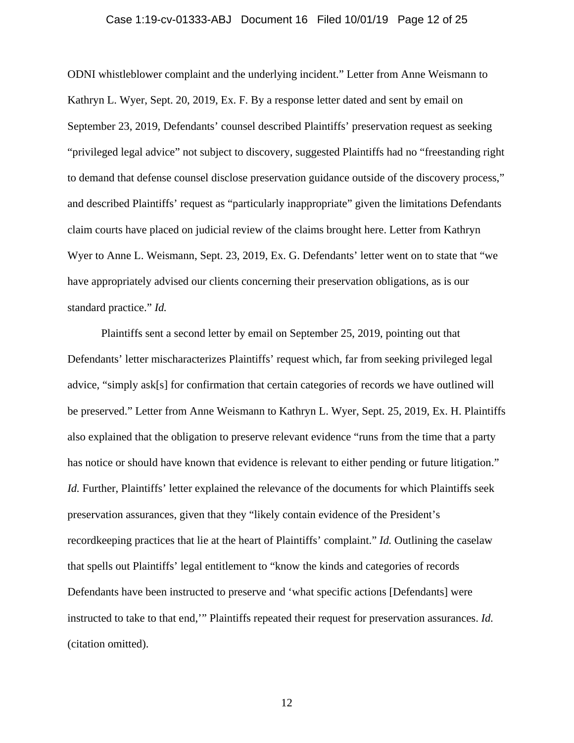ODNI whistleblower complaint and the underlying incident." Letter from Anne Weismann to Kathryn L. Wyer, Sept. 20, 2019, Ex. F. By a response letter dated and sent by email on September 23, 2019, Defendants' counsel described Plaintiffs' preservation request as seeking "privileged legal advice" not subject to discovery, suggested Plaintiffs had no "freestanding right to demand that defense counsel disclose preservation guidance outside of the discovery process," and described Plaintiffs' request as "particularly inappropriate" given the limitations Defendants claim courts have placed on judicial review of the claims brought here. Letter from Kathryn Wyer to Anne L. Weismann, Sept. 23, 2019, Ex. G. Defendants' letter went on to state that "we have appropriately advised our clients concerning their preservation obligations, as is our standard practice." *Id.*

Plaintiffs sent a second letter by email on September 25, 2019, pointing out that Defendants' letter mischaracterizes Plaintiffs' request which, far from seeking privileged legal advice, "simply ask[s] for confirmation that certain categories of records we have outlined will be preserved." Letter from Anne Weismann to Kathryn L. Wyer, Sept. 25, 2019, Ex. H. Plaintiffs also explained that the obligation to preserve relevant evidence "runs from the time that a party has notice or should have known that evidence is relevant to either pending or future litigation." *Id.* Further, Plaintiffs' letter explained the relevance of the documents for which Plaintiffs seek preservation assurances, given that they "likely contain evidence of the President's recordkeeping practices that lie at the heart of Plaintiffs' complaint." *Id.* Outlining the caselaw that spells out Plaintiffs' legal entitlement to "know the kinds and categories of records Defendants have been instructed to preserve and 'what specific actions [Defendants] were instructed to take to that end,'" Plaintiffs repeated their request for preservation assurances. *Id.* (citation omitted).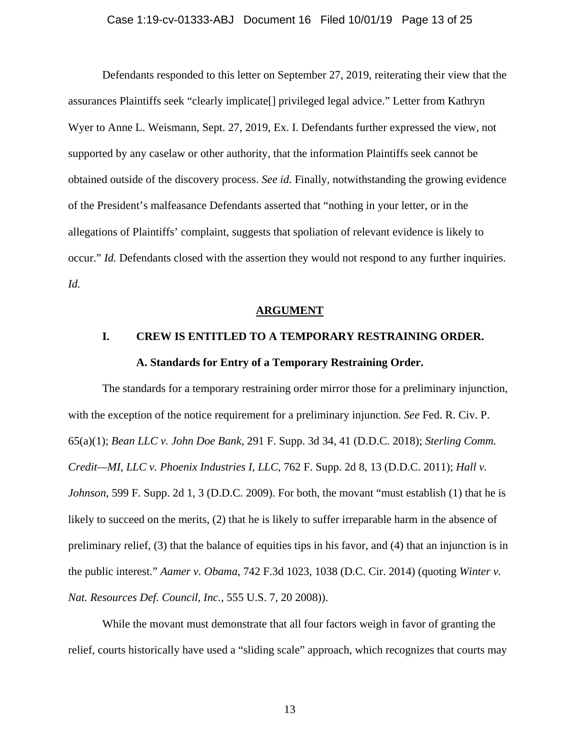Defendants responded to this letter on September 27, 2019, reiterating their view that the assurances Plaintiffs seek "clearly implicate[] privileged legal advice." Letter from Kathryn Wyer to Anne L. Weismann, Sept. 27, 2019, Ex. I. Defendants further expressed the view, not supported by any caselaw or other authority, that the information Plaintiffs seek cannot be obtained outside of the discovery process. *See id.* Finally, notwithstanding the growing evidence of the President's malfeasance Defendants asserted that "nothing in your letter, or in the allegations of Plaintiffs' complaint, suggests that spoliation of relevant evidence is likely to occur." *Id.* Defendants closed with the assertion they would not respond to any further inquiries. *Id.*

## ARGUMENT

### I. CREW IS ENTITLED TO A TEMPORARY RESTRAINING ORDER.

#### A. Standards for Entry of a Temporary Restraining Order.

The standards for a temporary restraining order mirror those for a preliminary injunction, with the exception of the notice requirement for a preliminary injunction. *See* Fed. R. Civ. P. 65(a)(1); *Bean LLC v. John Doe Bank*, 291 F. Supp. 3d 34, 41 (D.D.C. 2018); *Sterling Comm. Credit—MI, LLC v. Phoenix Industries I, LLC*, 762 F. Supp. 2d 8, 13 (D.D.C. 2011); *Hall v. Johnson*, 599 F. Supp. 2d 1, 3 (D.D.C. 2009). For both, the movant "must establish (1) that he is likely to succeed on the merits, (2) that he is likely to suffer irreparable harm in the absence of preliminary relief, (3) that the balance of equities tips in his favor, and (4) that an injunction is in the public interest." *Aamer v. Obama*, 742 F.3d 1023, 1038 (D.C. Cir. 2014) (quoting *Winter v. Nat. Resources Def. Council, Inc.*, 555 U.S. 7, 20 2008)).

While the movant must demonstrate that all four factors weigh in favor of granting the relief, courts historically have used a "sliding scale" approach, which recognizes that courts may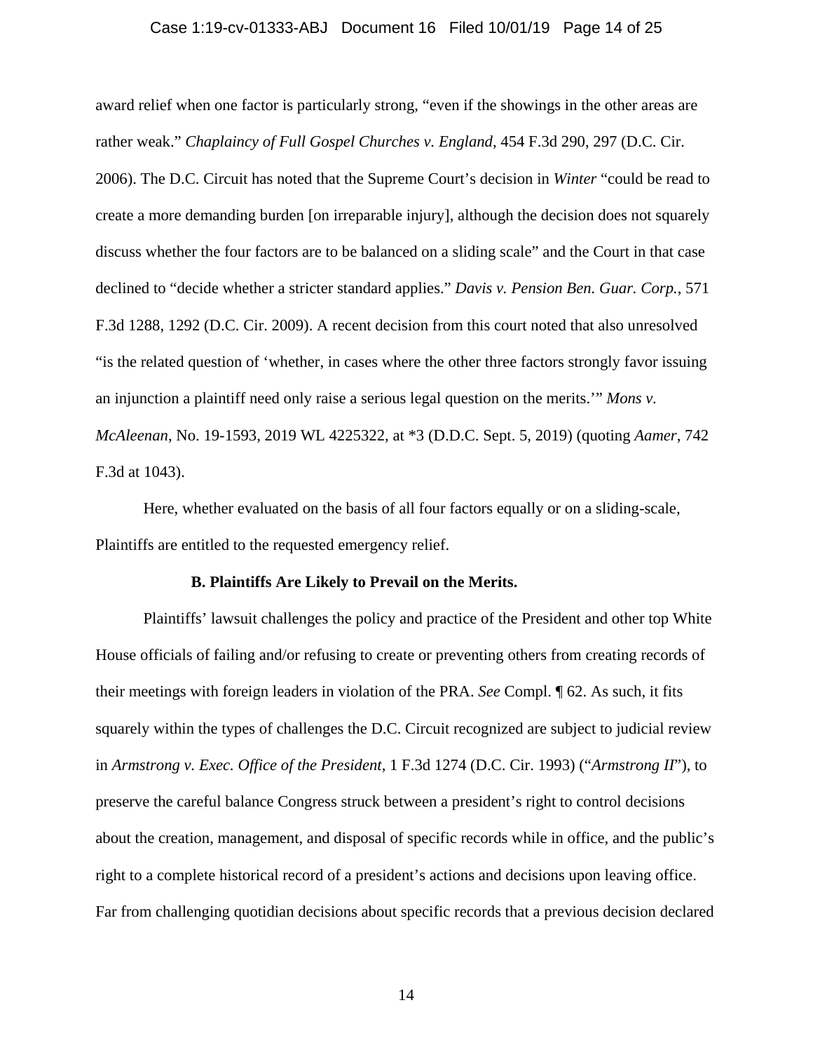award relief when one factor is particularly strong, "even if the showings in the other areas are rather weak." *Chaplaincy of Full Gospel Churches v. England*, 454 F.3d 290, 297 (D.C. Cir. 2006). The D.C. Circuit has noted that the Supreme Court's decision in *Winter* "could be read to create a more demanding burden [on irreparable injury], although the decision does not squarely discuss whether the four factors are to be balanced on a sliding scale" and the Court in that case declined to "decide whether a stricter standard applies." *Davis v. Pension Ben. Guar. Corp.*, 571 F.3d 1288, 1292 (D.C. Cir. 2009). A recent decision from this court noted that also unresolved "is the related question of 'whether, in cases where the other three factors strongly favor issuing an injunction a plaintiff need only raise a serious legal question on the merits.'" *Mons v. McAleenan*, No. 19-1593, 2019 WL 4225322, at *3 (D.D.C. Sept. 5, 2019) (quoting *Aamer*, 742 F.3d at 1043).

Here, whether evaluated on the basis of all four factors equally or on a sliding-scale, Plaintiffs are entitled to the requested emergency relief.

**B. Plaintiffs Are Likely to Prevail on the Merits.**

Plaintiffs' lawsuit challenges the policy and practice of the President and other top White House officials of failing and/or refusing to create or preventing others from creating records of their meetings with foreign leaders in violation of the PRA. *See* Compl. ¶ 62. As such, it fits squarely within the types of challenges the D.C. Circuit recognized are subject to judicial review in *Armstrong v. Exec. Office of the President*, 1 F.3d 1274 (D.C. Cir. 1993) ("*Armstrong II*"), to preserve the careful balance Congress struck between a president's right to control decisions about the creation, management, and disposal of specific records while in office, and the public's right to a complete historical record of a president's actions and decisions upon leaving office. Far from challenging quotidian decisions about specific records that a previous decision declared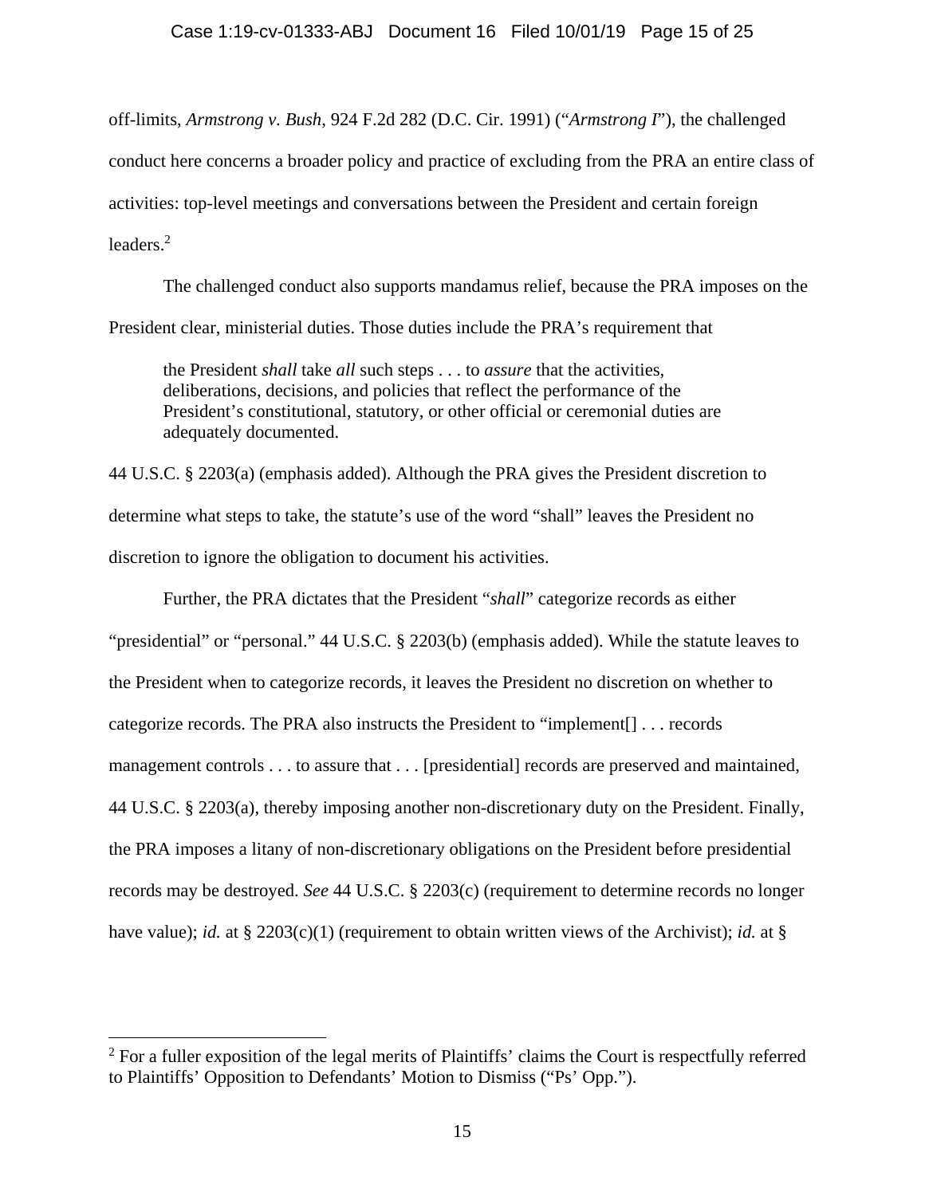off-limits, *Armstrong v. Bush*, 924 F.2d 282 (D.C. Cir. 1991) ("*Armstrong I*"), the challenged conduct here concerns a broader policy and practice of excluding from the PRA an entire class of activities: top-level meetings and conversations between the President and certain foreign leaders.[2]

The challenged conduct also supports mandamus relief, because the PRA imposes on the President clear, ministerial duties. Those duties include the PRA's requirement that

> the President *shall* take *all* such steps . . . to *assure* that the activities, deliberations, decisions, and policies that reflect the performance of the President's constitutional, statutory, or other official or ceremonial duties are adequately documented.

44 U.S.C. § 2203(a) (emphasis added). Although the PRA gives the President discretion to determine what steps to take, the statute's use of the word "shall" leaves the President no discretion to ignore the obligation to document his activities.

Further, the PRA dictates that the President "*shall*" categorize records as either "presidential" or "personal." 44 U.S.C. § 2203(b) (emphasis added). While the statute leaves to the President when to categorize records, it leaves the President no discretion on whether to categorize records. The PRA also instructs the President to "implement[] . . . records management controls . . . to assure that . . . [presidential] records are preserved and maintained, 44 U.S.C. § 2203(a), thereby imposing another non-discretionary duty on the President. Finally, the PRA imposes a litany of non-discretionary obligations on the President before presidential records may be destroyed. *See* 44 U.S.C. § 2203(c) (requirement to determine records no longer have value); *id.* at § 2203(c)(1) (requirement to obtain written views of the Archivist); *id.* at §

[2] For a fuller exposition of the legal merits of Plaintiffs' claims the Court is respectfully referred to Plaintiffs' Opposition to Defendants' Motion to Dismiss ("Ps' Opp.").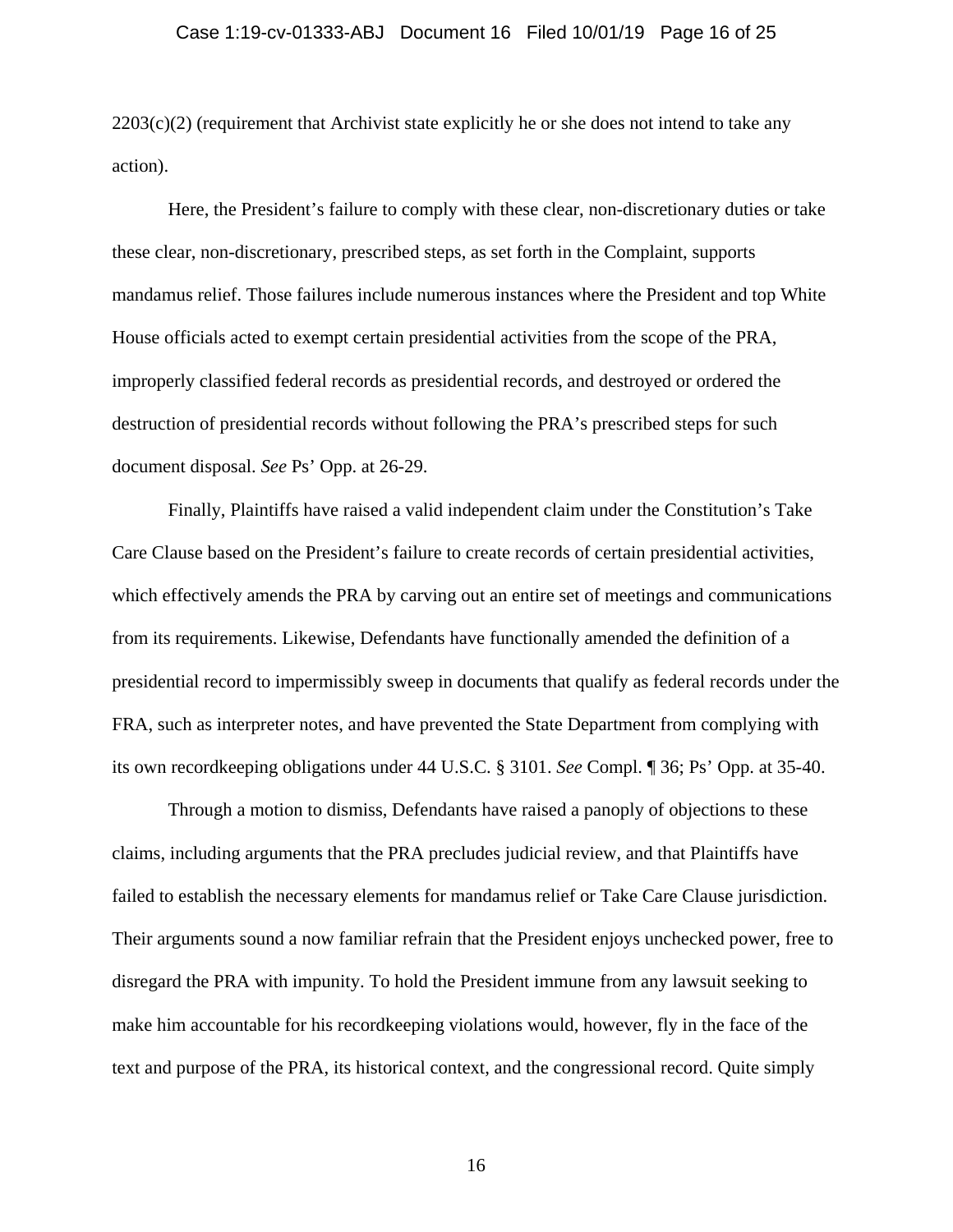2203(c)(2) (requirement that Archivist state explicitly he or she does not intend to take any action).

Here, the President's failure to comply with these clear, non-discretionary duties or take these clear, non-discretionary, prescribed steps, as set forth in the Complaint, supports mandamus relief. Those failures include numerous instances where the President and top White House officials acted to exempt certain presidential activities from the scope of the PRA, improperly classified federal records as presidential records, and destroyed or ordered the destruction of presidential records without following the PRA's prescribed steps for such document disposal. *See* Ps' Opp. at 26-29.

Finally, Plaintiffs have raised a valid independent claim under the Constitution's Take Care Clause based on the President's failure to create records of certain presidential activities, which effectively amends the PRA by carving out an entire set of meetings and communications from its requirements. Likewise, Defendants have functionally amended the definition of a presidential record to impermissibly sweep in documents that qualify as federal records under the FRA, such as interpreter notes, and have prevented the State Department from complying with its own recordkeeping obligations under 44 U.S.C. § 3101. *See* Compl. ¶ 36; Ps' Opp. at 35-40.

Through a motion to dismiss, Defendants have raised a panoply of objections to these claims, including arguments that the PRA precludes judicial review, and that Plaintiffs have failed to establish the necessary elements for mandamus relief or Take Care Clause jurisdiction. Their arguments sound a now familiar refrain that the President enjoys unchecked power, free to disregard the PRA with impunity. To hold the President immune from any lawsuit seeking to make him accountable for his recordkeeping violations would, however, fly in the face of the text and purpose of the PRA, its historical context, and the congressional record. Quite simply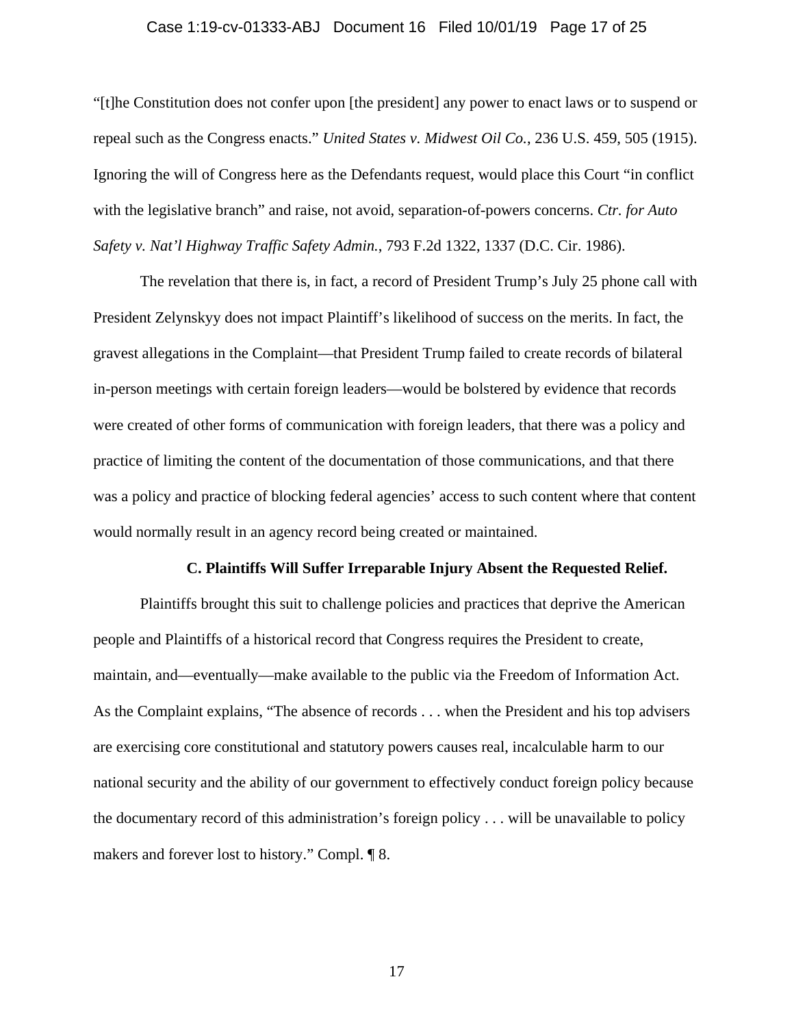"[t]he Constitution does not confer upon [the president] any power to enact laws or to suspend or repeal such as the Congress enacts." *United States v. Midwest Oil Co.*, 236 U.S. 459, 505 (1915). Ignoring the will of Congress here as the Defendants request, would place this Court "in conflict with the legislative branch" and raise, not avoid, separation-of-powers concerns. *Ctr. for Auto Safety v. Nat'l Highway Traffic Safety Admin.*, 793 F.2d 1322, 1337 (D.C. Cir. 1986).

The revelation that there is, in fact, a record of President Trump's July 25 phone call with President Zelynskyy does not impact Plaintiff's likelihood of success on the merits. In fact, the gravest allegations in the Complaint—that President Trump failed to create records of bilateral in-person meetings with certain foreign leaders—would be bolstered by evidence that records were created of other forms of communication with foreign leaders, that there was a policy and practice of limiting the content of the documentation of those communications, and that there was a policy and practice of blocking federal agencies' access to such content where that content would normally result in an agency record being created or maintained.

**C. Plaintiffs Will Suffer Irreparable Injury Absent the Requested Relief.**

Plaintiffs brought this suit to challenge policies and practices that deprive the American people and Plaintiffs of a historical record that Congress requires the President to create, maintain, and—eventually—make available to the public via the Freedom of Information Act. As the Complaint explains, "The absence of records . . . when the President and his top advisers are exercising core constitutional and statutory powers causes real, incalculable harm to our national security and the ability of our government to effectively conduct foreign policy because the documentary record of this administration's foreign policy . . . will be unavailable to policy makers and forever lost to history." Compl. ¶ 8.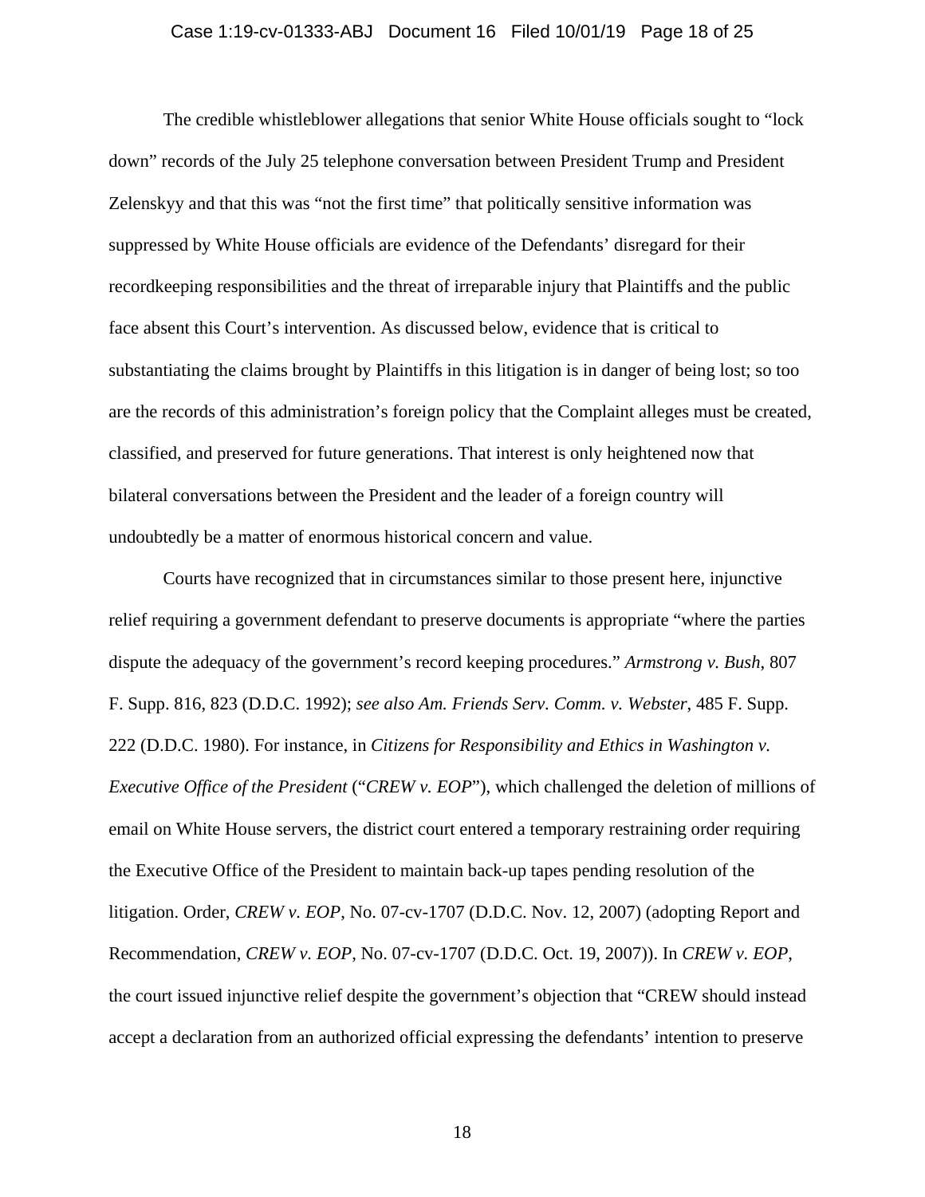The credible whistleblower allegations that senior White House officials sought to "lock down" records of the July 25 telephone conversation between President Trump and President Zelenskyy and that this was "not the first time" that politically sensitive information was suppressed by White House officials are evidence of the Defendants' disregard for their recordkeeping responsibilities and the threat of irreparable injury that Plaintiffs and the public face absent this Court's intervention. As discussed below, evidence that is critical to substantiating the claims brought by Plaintiffs in this litigation is in danger of being lost; so too are the records of this administration's foreign policy that the Complaint alleges must be created, classified, and preserved for future generations. That interest is only heightened now that bilateral conversations between the President and the leader of a foreign country will undoubtedly be a matter of enormous historical concern and value.

Courts have recognized that in circumstances similar to those present here, injunctive relief requiring a government defendant to preserve documents is appropriate "where the parties dispute the adequacy of the government's record keeping procedures." *Armstrong v. Bush*, 807 F. Supp. 816, 823 (D.D.C. 1992); *see also Am. Friends Serv. Comm. v. Webster*, 485 F. Supp. 222 (D.D.C. 1980). For instance, in *Citizens for Responsibility and Ethics in Washington v. Executive Office of the President* ("*CREW v. EOP*"), which challenged the deletion of millions of email on White House servers, the district court entered a temporary restraining order requiring the Executive Office of the President to maintain back-up tapes pending resolution of the litigation. Order, *CREW v. EOP*, No. 07-cv-1707 (D.D.C. Nov. 12, 2007) (adopting Report and Recommendation, *CREW v. EOP*, No. 07-cv-1707 (D.D.C. Oct. 19, 2007)). In *CREW v. EOP*, the court issued injunctive relief despite the government's objection that "CREW should instead accept a declaration from an authorized official expressing the defendants' intention to preserve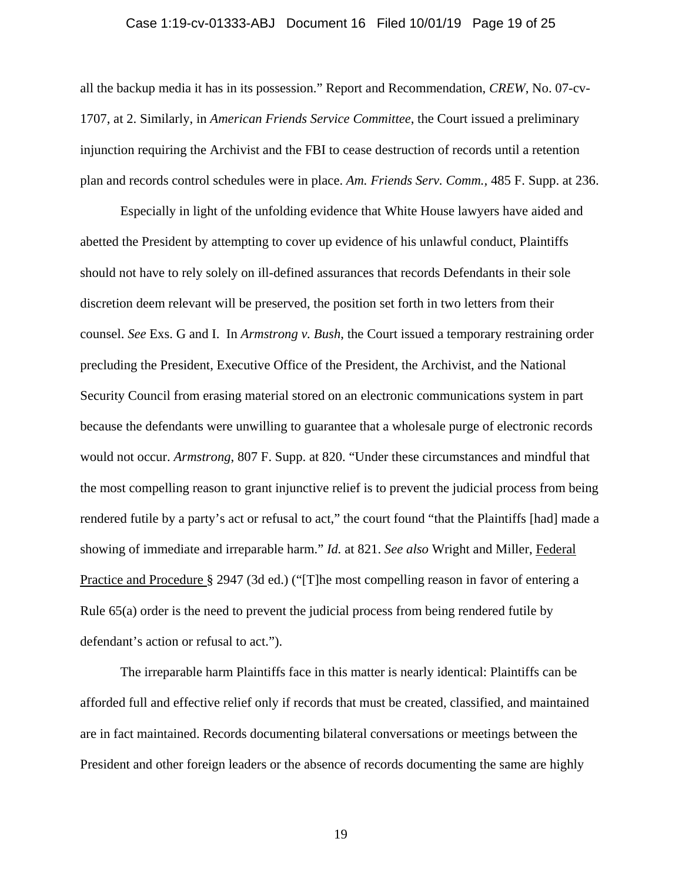all the backup media it has in its possession." Report and Recommendation, *CREW*, No. 07-cv-1707, at 2. Similarly, in *American Friends Service Committee*, the Court issued a preliminary injunction requiring the Archivist and the FBI to cease destruction of records until a retention plan and records control schedules were in place. *Am. Friends Serv. Comm.*, 485 F. Supp. at 236.

Especially in light of the unfolding evidence that White House lawyers have aided and abetted the President by attempting to cover up evidence of his unlawful conduct, Plaintiffs should not have to rely solely on ill-defined assurances that records Defendants in their sole discretion deem relevant will be preserved, the position set forth in two letters from their counsel. *See* Exs. G and I. In *Armstrong v. Bush*, the Court issued a temporary restraining order precluding the President, Executive Office of the President, the Archivist, and the National Security Council from erasing material stored on an electronic communications system in part because the defendants were unwilling to guarantee that a wholesale purge of electronic records would not occur. *Armstrong*, 807 F. Supp. at 820. "Under these circumstances and mindful that the most compelling reason to grant injunctive relief is to prevent the judicial process from being rendered futile by a party's act or refusal to act," the court found "that the Plaintiffs [had] made a showing of immediate and irreparable harm." *Id.* at 821. *See also* Wright and Miller, Federal Practice and Procedure § 2947 (3d ed.) ("[T]he most compelling reason in favor of entering a Rule 65(a) order is the need to prevent the judicial process from being rendered futile by defendant's action or refusal to act.").

The irreparable harm Plaintiffs face in this matter is nearly identical: Plaintiffs can be afforded full and effective relief only if records that must be created, classified, and maintained are in fact maintained. Records documenting bilateral conversations or meetings between the President and other foreign leaders or the absence of records documenting the same are highly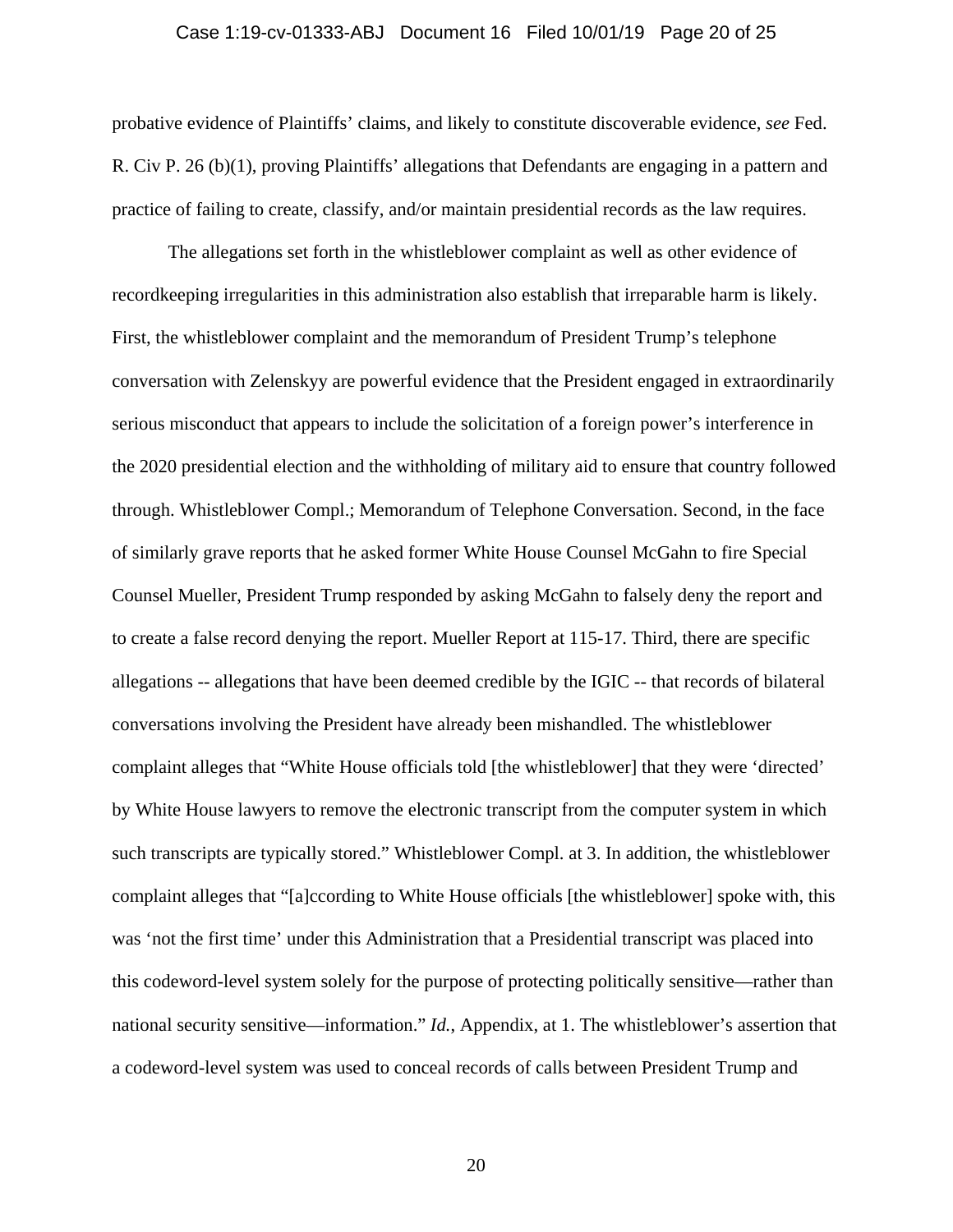probative evidence of Plaintiffs' claims, and likely to constitute discoverable evidence, *see* Fed. R. Civ P. 26 (b)(1), proving Plaintiffs' allegations that Defendants are engaging in a pattern and practice of failing to create, classify, and/or maintain presidential records as the law requires.

The allegations set forth in the whistleblower complaint as well as other evidence of recordkeeping irregularities in this administration also establish that irreparable harm is likely. First, the whistleblower complaint and the memorandum of President Trump's telephone conversation with Zelenskyy are powerful evidence that the President engaged in extraordinarily serious misconduct that appears to include the solicitation of a foreign power's interference in the 2020 presidential election and the withholding of military aid to ensure that country followed through. Whistleblower Compl.; Memorandum of Telephone Conversation. Second, in the face of similarly grave reports that he asked former White House Counsel McGahn to fire Special Counsel Mueller, President Trump responded by asking McGahn to falsely deny the report and to create a false record denying the report. Mueller Report at 115-17. Third, there are specific allegations -- allegations that have been deemed credible by the IGIC -- that records of bilateral conversations involving the President have already been mishandled. The whistleblower complaint alleges that "White House officials told [the whistleblower] that they were 'directed' by White House lawyers to remove the electronic transcript from the computer system in which such transcripts are typically stored." Whistleblower Compl. at 3. In addition, the whistleblower complaint alleges that "[a]ccording to White House officials [the whistleblower] spoke with, this was 'not the first time' under this Administration that a Presidential transcript was placed into this codeword-level system solely for the purpose of protecting politically sensitive—rather than national security sensitive—information." *Id.*, Appendix, at 1. The whistleblower's assertion that a codeword-level system was used to conceal records of calls between President Trump and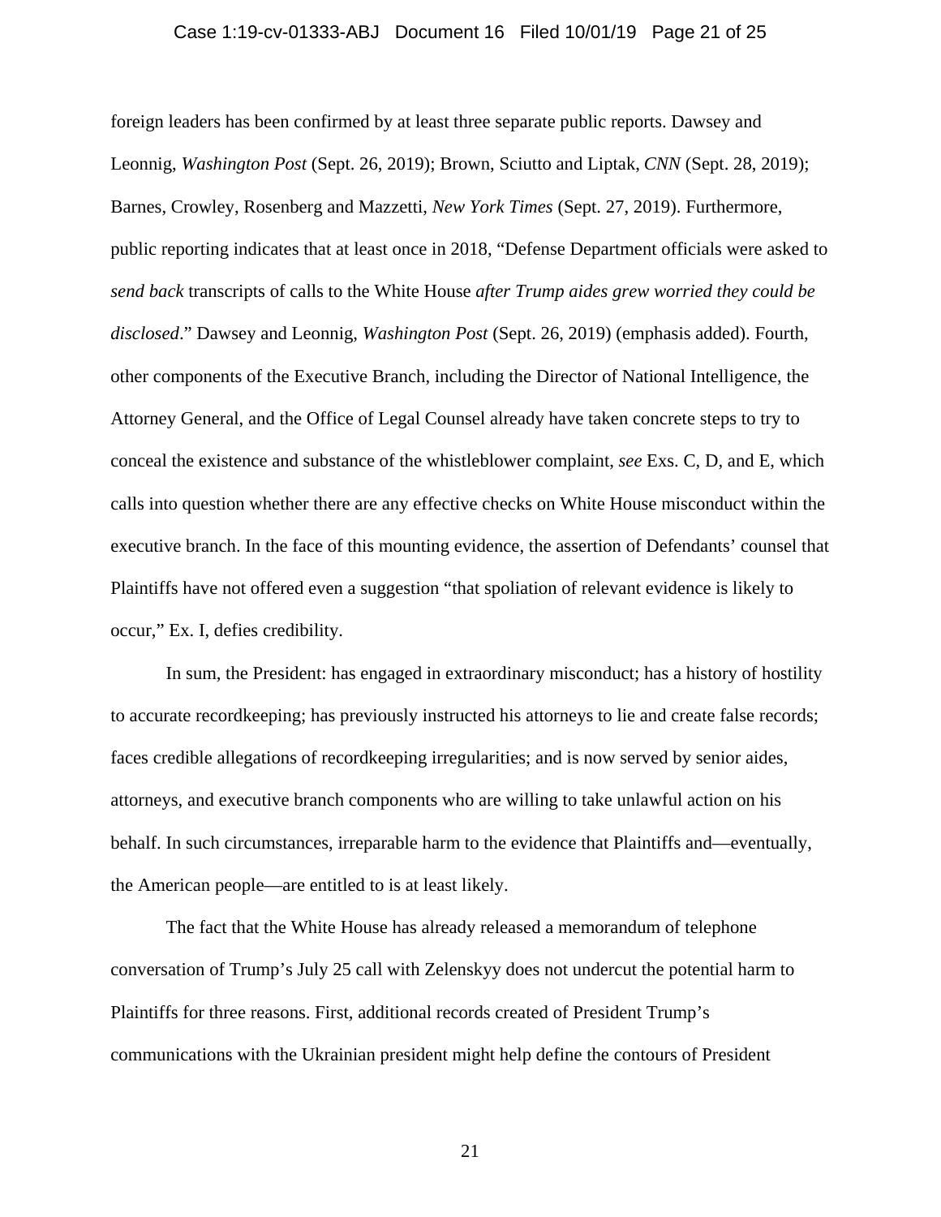foreign leaders has been confirmed by at least three separate public reports. Dawsey and Leonnig, *Washington Post* (Sept. 26, 2019); Brown, Sciutto and Liptak, *CNN* (Sept. 28, 2019); Barnes, Crowley, Rosenberg and Mazzetti, *New York Times* (Sept. 27, 2019). Furthermore, public reporting indicates that at least once in 2018, "Defense Department officials were asked to *send back* transcripts of calls to the White House *after Trump aides grew worried they could be disclosed*." Dawsey and Leonnig, *Washington Post* (Sept. 26, 2019) (emphasis added). Fourth, other components of the Executive Branch, including the Director of National Intelligence, the Attorney General, and the Office of Legal Counsel already have taken concrete steps to try to conceal the existence and substance of the whistleblower complaint, *see* Exs. C, D, and E, which calls into question whether there are any effective checks on White House misconduct within the executive branch. In the face of this mounting evidence, the assertion of Defendants' counsel that Plaintiffs have not offered even a suggestion "that spoliation of relevant evidence is likely to occur," Ex. I, defies credibility.

In sum, the President: has engaged in extraordinary misconduct; has a history of hostility to accurate recordkeeping; has previously instructed his attorneys to lie and create false records; faces credible allegations of recordkeeping irregularities; and is now served by senior aides, attorneys, and executive branch components who are willing to take unlawful action on his behalf. In such circumstances, irreparable harm to the evidence that Plaintiffs and—eventually, the American people—are entitled to is at least likely.

The fact that the White House has already released a memorandum of telephone conversation of Trump's July 25 call with Zelenskyy does not undercut the potential harm to Plaintiffs for three reasons. First, additional records created of President Trump's communications with the Ukrainian president might help define the contours of President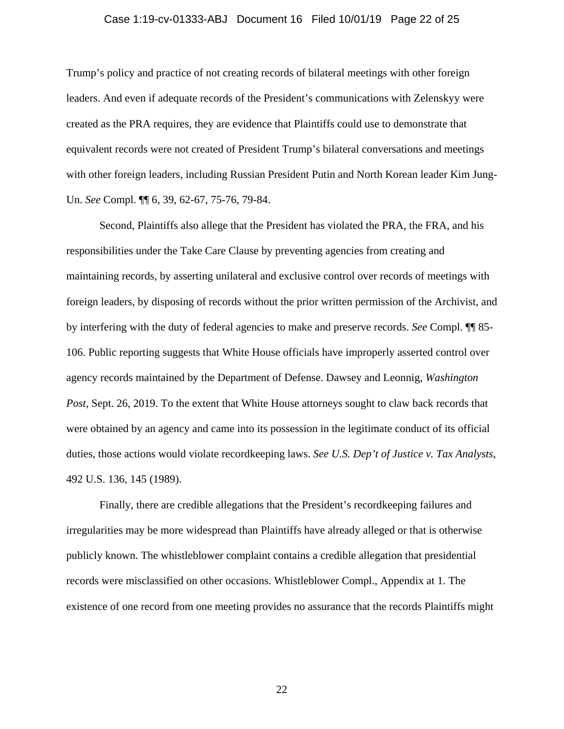Trump's policy and practice of not creating records of bilateral meetings with other foreign leaders. And even if adequate records of the President's communications with Zelenskyy were created as the PRA requires, they are evidence that Plaintiffs could use to demonstrate that equivalent records were not created of President Trump's bilateral conversations and meetings with other foreign leaders, including Russian President Putin and North Korean leader Kim Jung-Un. *See* Compl. ¶¶ 6, 39, 62-67, 75-76, 79-84.

Second, Plaintiffs also allege that the President has violated the PRA, the FRA, and his responsibilities under the Take Care Clause by preventing agencies from creating and maintaining records, by asserting unilateral and exclusive control over records of meetings with foreign leaders, by disposing of records without the prior written permission of the Archivist, and by interfering with the duty of federal agencies to make and preserve records. *See* Compl. ¶¶ 85-106. Public reporting suggests that White House officials have improperly asserted control over agency records maintained by the Department of Defense. Dawsey and Leonnig, *Washington Post*, Sept. 26, 2019. To the extent that White House attorneys sought to claw back records that were obtained by an agency and came into its possession in the legitimate conduct of its official duties, those actions would violate recordkeeping laws. *See U.S. Dep't of Justice v. Tax Analysts*, 492 U.S. 136, 145 (1989).

Finally, there are credible allegations that the President's recordkeeping failures and irregularities may be more widespread than Plaintiffs have already alleged or that is otherwise publicly known. The whistleblower complaint contains a credible allegation that presidential records were misclassified on other occasions. Whistleblower Compl., Appendix at 1. The existence of one record from one meeting provides no assurance that the records Plaintiffs might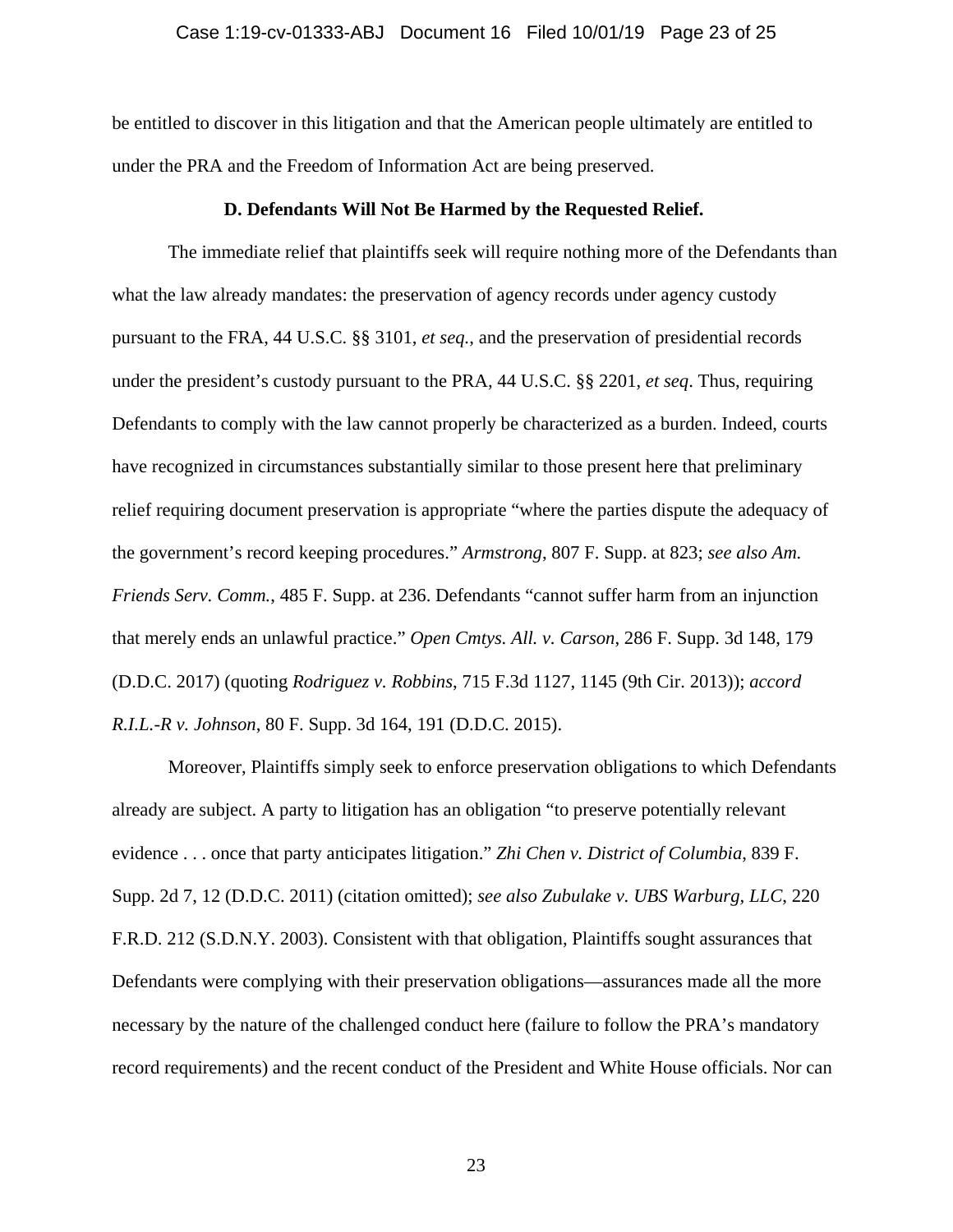be entitled to discover in this litigation and that the American people ultimately are entitled to under the PRA and the Freedom of Information Act are being preserved.

**D. Defendants Will Not Be Harmed by the Requested Relief.**

The immediate relief that plaintiffs seek will require nothing more of the Defendants than what the law already mandates: the preservation of agency records under agency custody pursuant to the FRA, 44 U.S.C. §§ 3101, *et seq.*, and the preservation of presidential records under the president's custody pursuant to the PRA, 44 U.S.C. §§ 2201, *et seq*. Thus, requiring Defendants to comply with the law cannot properly be characterized as a burden. Indeed, courts have recognized in circumstances substantially similar to those present here that preliminary relief requiring document preservation is appropriate "where the parties dispute the adequacy of the government's record keeping procedures." *Armstrong*, 807 F. Supp. at 823; *see also Am. Friends Serv. Comm.*, 485 F. Supp. at 236. Defendants "cannot suffer harm from an injunction that merely ends an unlawful practice." *Open Cmtys. All. v. Carson*, 286 F. Supp. 3d 148, 179 (D.D.C. 2017) (quoting *Rodriguez v. Robbins*, 715 F.3d 1127, 1145 (9th Cir. 2013)); *accord R.I.L.-R v. Johnson*, 80 F. Supp. 3d 164, 191 (D.D.C. 2015).

Moreover, Plaintiffs simply seek to enforce preservation obligations to which Defendants already are subject. A party to litigation has an obligation "to preserve potentially relevant evidence . . . once that party anticipates litigation." *Zhi Chen v. District of Columbia*, 839 F. Supp. 2d 7, 12 (D.D.C. 2011) (citation omitted); *see also Zubulake v. UBS Warburg, LLC*, 220 F.R.D. 212 (S.D.N.Y. 2003). Consistent with that obligation, Plaintiffs sought assurances that Defendants were complying with their preservation obligations—assurances made all the more necessary by the nature of the challenged conduct here (failure to follow the PRA's mandatory record requirements) and the recent conduct of the President and White House officials. Nor can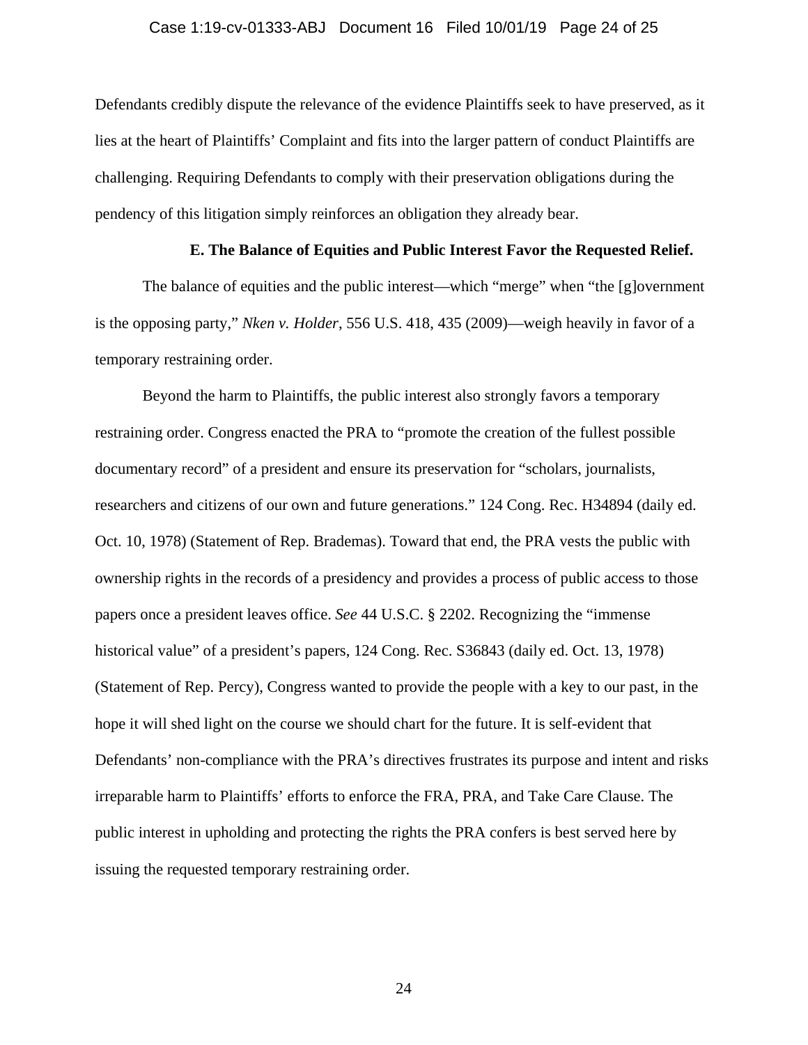Defendants credibly dispute the relevance of the evidence Plaintiffs seek to have preserved, as it lies at the heart of Plaintiffs' Complaint and fits into the larger pattern of conduct Plaintiffs are challenging. Requiring Defendants to comply with their preservation obligations during the pendency of this litigation simply reinforces an obligation they already bear.

### E. The Balance of Equities and Public Interest Favor the Requested Relief.

The balance of equities and the public interest—which "merge" when "the [g]overnment is the opposing party," *Nken v. Holder*, 556 U.S. 418, 435 (2009)—weigh heavily in favor of a temporary restraining order.

Beyond the harm to Plaintiffs, the public interest also strongly favors a temporary restraining order. Congress enacted the PRA to "promote the creation of the fullest possible documentary record" of a president and ensure its preservation for "scholars, journalists, researchers and citizens of our own and future generations." 124 Cong. Rec. H34894 (daily ed. Oct. 10, 1978) (Statement of Rep. Brademas). Toward that end, the PRA vests the public with ownership rights in the records of a presidency and provides a process of public access to those papers once a president leaves office. *See* 44 U.S.C. § 2202. Recognizing the "immense historical value" of a president's papers, 124 Cong. Rec. S36843 (daily ed. Oct. 13, 1978) (Statement of Rep. Percy), Congress wanted to provide the people with a key to our past, in the hope it will shed light on the course we should chart for the future. It is self-evident that Defendants' non-compliance with the PRA's directives frustrates its purpose and intent and risks irreparable harm to Plaintiffs' efforts to enforce the FRA, PRA, and Take Care Clause. The public interest in upholding and protecting the rights the PRA confers is best served here by issuing the requested temporary restraining order.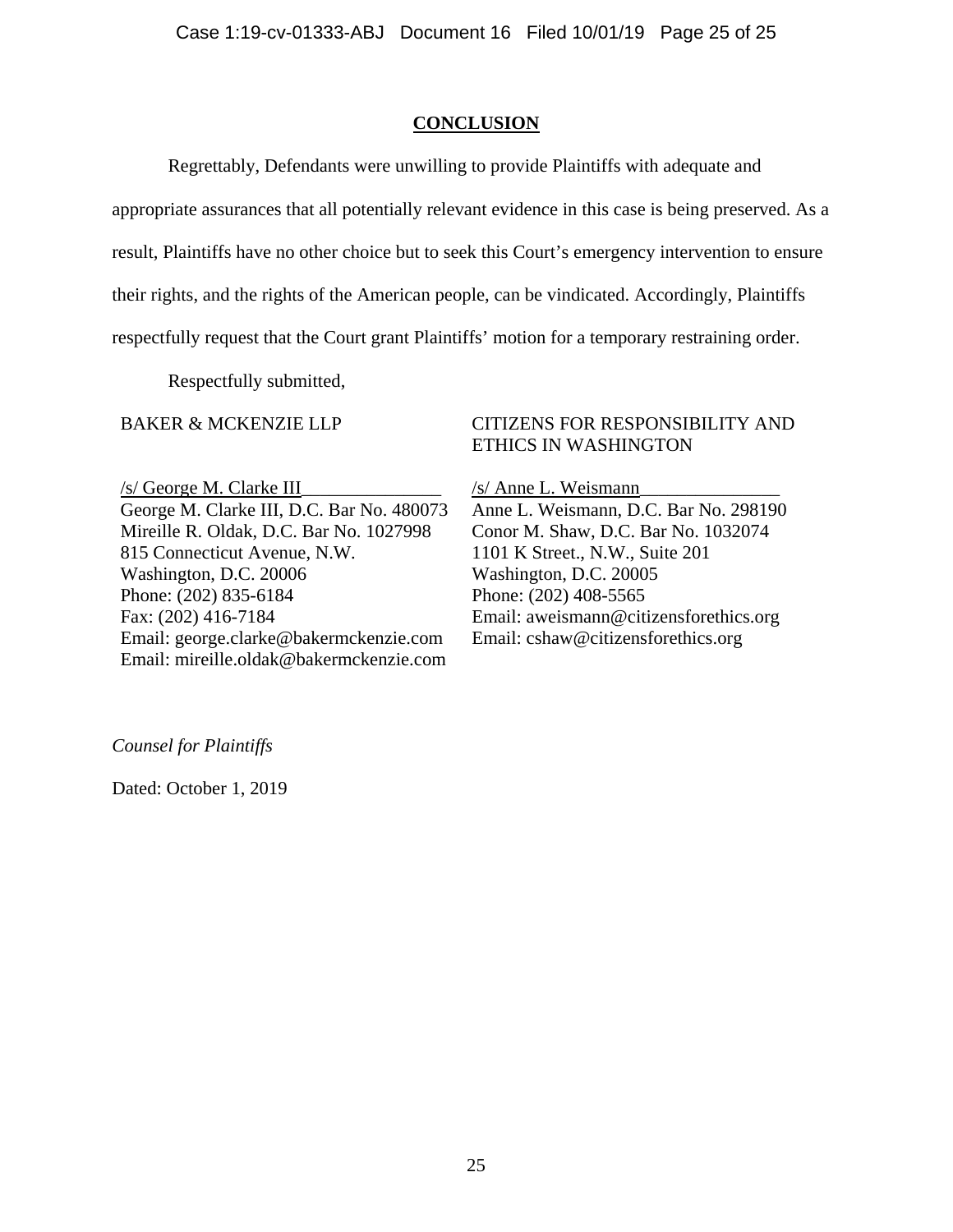## **CONCLUSION**

Regrettably, Defendants were unwilling to provide Plaintiffs with adequate and appropriate assurances that all potentially relevant evidence in this case is being preserved. As a result, Plaintiffs have no other choice but to seek this Court's emergency intervention to ensure their rights, and the rights of the American people, can be vindicated. Accordingly, Plaintiffs respectfully request that the Court grant Plaintiffs' motion for a temporary restraining order.

Respectfully submitted,

BAKER & MCKENZIE LLP

/s/ George M. Clarke III
George M. Clarke III, D.C. Bar No. 480073
Mireille R. Oldak, D.C. Bar No. 1027998
815 Connecticut Avenue, N.W.
Washington, D.C. 20006
Phone: (202) 835-6184
Fax: (202) 416-7184
Email: george.clarke@bakermckenzie.com
Email: mireille.oldak@bakermckenzie.com

CITIZENS FOR RESPONSIBILITY AND ETHICS IN WASHINGTON

/s/ Anne L. Weismann
Anne L. Weismann, D.C. Bar No. 298190
Conor M. Shaw, D.C. Bar No. 1032074
1101 K Street., N.W., Suite 201
Washington, D.C. 20005
Phone: (202) 408-5565
Email: aweismann@citizensforethics.org
Email: cshaw@citizensforethics.org

*Counsel for Plaintiffs*

Dated: October 1, 2019